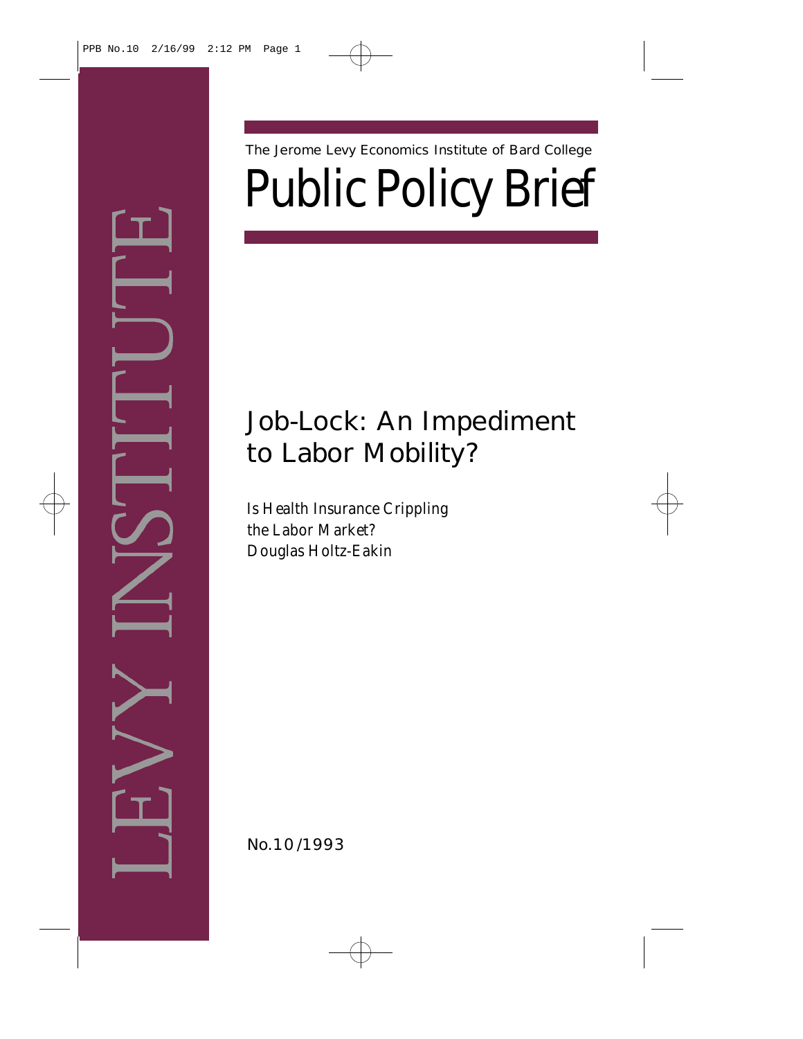The Jerome Levy Economics Institute of Bard College

# Public Policy Brief

## Job-Lock: An Impediment to Labor Mobility?

*Is Health Insurance Crippling the Labor Market?*
*Douglas Holtz-Eakin*

No.10/1993

LEVY INSTITUTE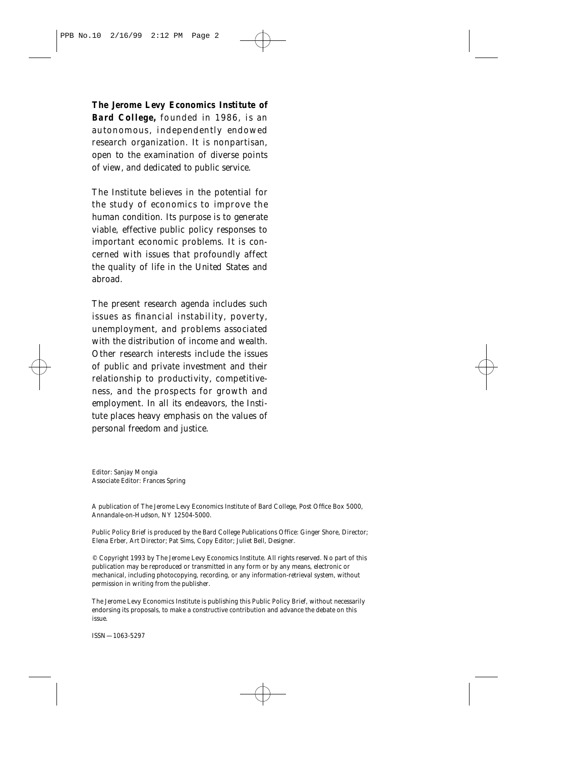**The Jerome Levy Economics Institute of Bard College,** founded in 1986, is an autonomous, independently endowed research organization. It is nonpartisan, open to the examination of diverse points of view, and dedicated to public service.

The Institute believes in the potential for the study of economics to improve the human condition. Its purpose is to generate viable, effective public policy responses to important economic problems. It is concerned with issues that profoundly affect the quality of life in the United States and abroad.

The present research agenda includes such issues as financial instability, poverty, unemployment, and problems associated with the distribution of income and wealth. Other research interests include the issues of public and private investment and their relationship to productivity, competitiveness, and the prospects for growth and employment. In all its endeavors, the Institute places heavy emphasis on the values of personal freedom and justice.

Editor: Sanjay Mongia
Associate Editor: Frances Spring

A publication of The Jerome Levy Economics Institute of Bard College, Post Office Box 5000, Annandale-on-Hudson, NY 12504-5000.

Public Policy Brief is produced by the Bard College Publications Office: Ginger Shore, Director; Elena Erber, Art Director; Pat Sims, Copy Editor; Juliet Bell, Designer.

© Copyright 1993 by The Jerome Levy Economics Institute. All rights reserved. No part of this publication may be reproduced or transmitted in any form or by any means, electronic or mechanical, including photocopying, recording, or any information-retrieval system, without permission in writing from the publisher.

The Jerome Levy Economics Institute is publishing this Public Policy Brief, without necessarily endorsing its proposals, to make a constructive contribution and advance the debate on this issue.

ISSN—1063-5297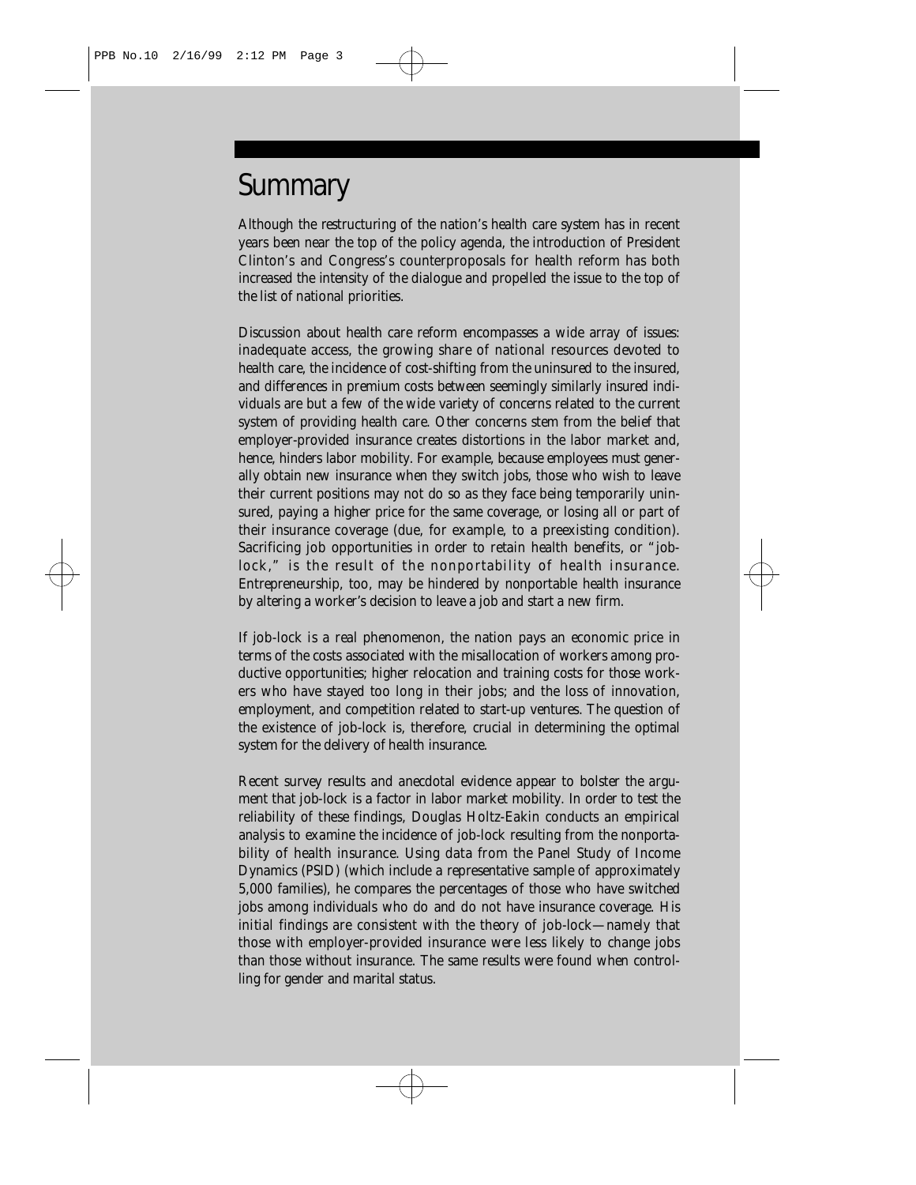# Summary

Although the restructuring of the nation's health care system has in recent years been near the top of the policy agenda, the introduction of President Clinton's and Congress's counterproposals for health reform has both increased the intensity of the dialogue and propelled the issue to the top of the list of national priorities.

Discussion about health care reform encompasses a wide array of issues: inadequate access, the growing share of national resources devoted to health care, the incidence of cost-shifting from the uninsured to the insured, and differences in premium costs between seemingly similarly insured individuals are but a few of the wide variety of concerns related to the current system of providing health care. Other concerns stem from the belief that employer-provided insurance creates distortions in the labor market and, hence, hinders labor mobility. For example, because employees must generally obtain new insurance when they switch jobs, those who wish to leave their current positions may not do so as they face being temporarily uninsured, paying a higher price for the same coverage, or losing all or part of their insurance coverage (due, for example, to a preexisting condition). Sacrificing job opportunities in order to retain health benefits, or "job-lock," is the result of the nonportability of health insurance. Entrepreneurship, too, may be hindered by nonportable health insurance by altering a worker's decision to leave a job and start a new firm.

If job-lock is a real phenomenon, the nation pays an economic price in terms of the costs associated with the misallocation of workers among productive opportunities; higher relocation and training costs for those workers who have stayed too long in their jobs; and the loss of innovation, employment, and competition related to start-up ventures. The question of the existence of job-lock is, therefore, crucial in determining the optimal system for the delivery of health insurance.

Recent survey results and anecdotal evidence appear to bolster the argument that job-lock is a factor in labor market mobility. In order to test the reliability of these findings, Douglas Holtz-Eakin conducts an empirical analysis to examine the incidence of job-lock resulting from the nonportability of health insurance. Using data from the Panel Study of Income Dynamics (PSID) (which include a representative sample of approximately 5,000 families), he compares the percentages of those who have switched jobs among individuals who do and do not have insurance coverage. His initial findings are consistent with the theory of job-lock—namely that those with employer-provided insurance were less likely to change jobs than those without insurance. The same results were found when controlling for gender and marital status.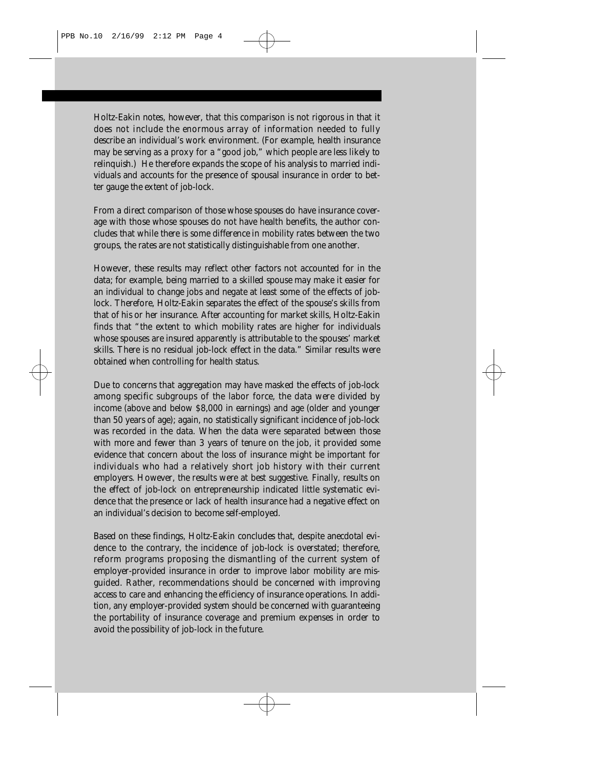Holtz-Eakin notes, however, that this comparison is not rigorous in that it does not include the enormous array of information needed to fully describe an individual's work environment. (For example, health insurance may be serving as a proxy for a "good job," which people are less likely to relinquish.) He therefore expands the scope of his analysis to married individuals and accounts for the presence of spousal insurance in order to better gauge the extent of job-lock.

From a direct comparison of those whose spouses do have insurance coverage with those whose spouses do not have health benefits, the author concludes that while there is some difference in mobility rates between the two groups, the rates are not statistically distinguishable from one another.

However, these results may reflect other factors not accounted for in the data; for example, being married to a skilled spouse may make it easier for an individual to change jobs and negate at least some of the effects of job-lock. Therefore, Holtz-Eakin separates the effect of the spouse's skills from that of his or her insurance. After accounting for market skills, Holtz-Eakin finds that "the extent to which mobility rates are higher for individuals whose spouses are insured apparently is attributable to the spouses' market skills. There is no residual job-lock effect in the data." Similar results were obtained when controlling for health status.

Due to concerns that aggregation may have masked the effects of job-lock among specific subgroups of the labor force, the data were divided by income (above and below $8,000 in earnings) and age (older and younger than 50 years of age); again, no statistically significant incidence of job-lock was recorded in the data. When the data were separated between those with more and fewer than 3 years of tenure on the job, it provided some evidence that concern about the loss of insurance might be important for individuals who had a relatively short job history with their current employers. However, the results were at best suggestive. Finally, results on the effect of job-lock on entrepreneurship indicated little systematic evidence that the presence or lack of health insurance had a negative effect on an individual's decision to become self-employed.

Based on these findings, Holtz-Eakin concludes that, despite anecdotal evidence to the contrary, the incidence of job-lock is overstated; therefore, reform programs proposing the dismantling of the current system of employer-provided insurance in order to improve labor mobility are misguided. Rather, recommendations should be concerned with improving access to care and enhancing the efficiency of insurance operations. In addition, any employer-provided system should be concerned with guaranteeing the portability of insurance coverage and premium expenses in order to avoid the possibility of job-lock in the future.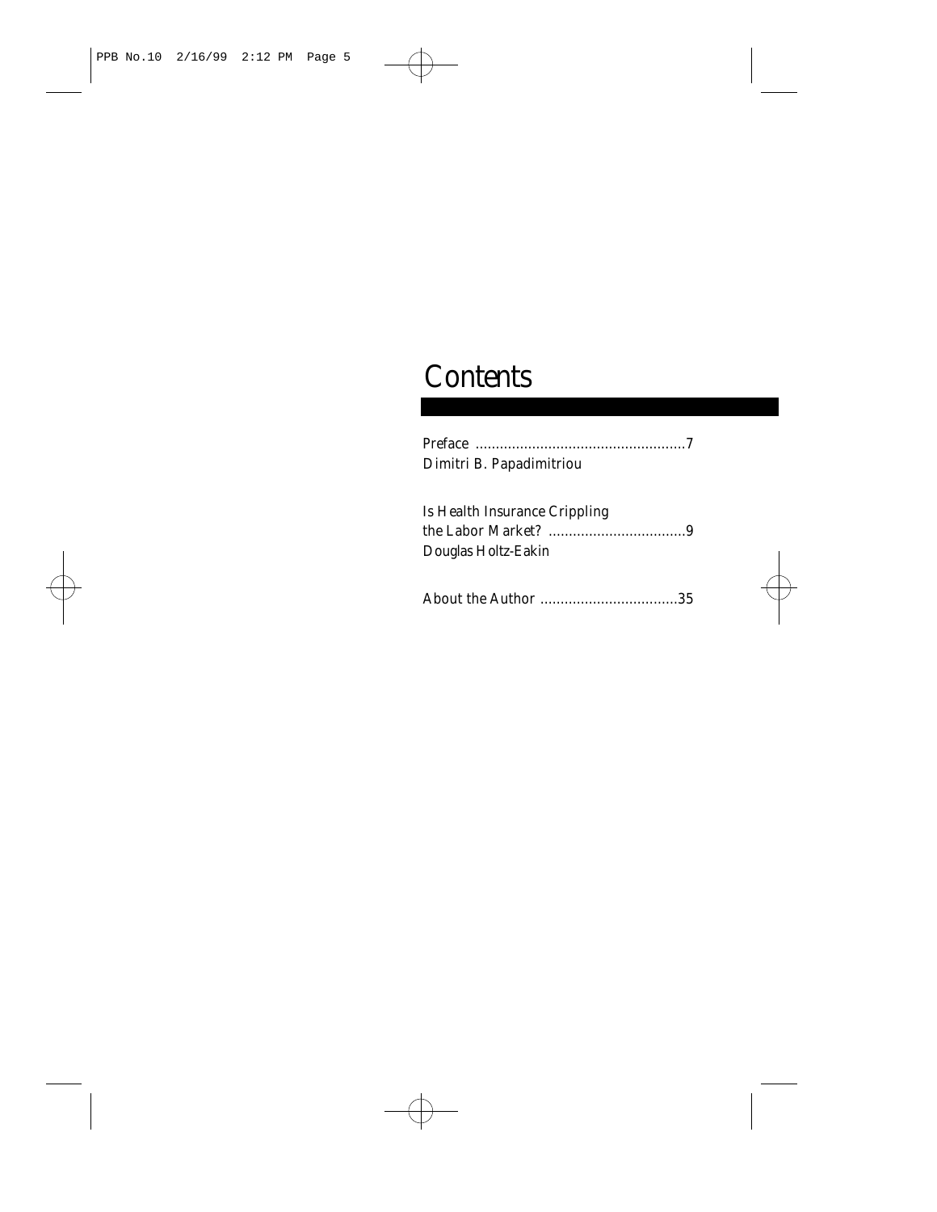# Contents

Preface ....................................................7
Dimitri B. Papadimitriou

Is Health Insurance Crippling
the Labor Market? ..................................9
Douglas Holtz-Eakin

About the Author ..................................35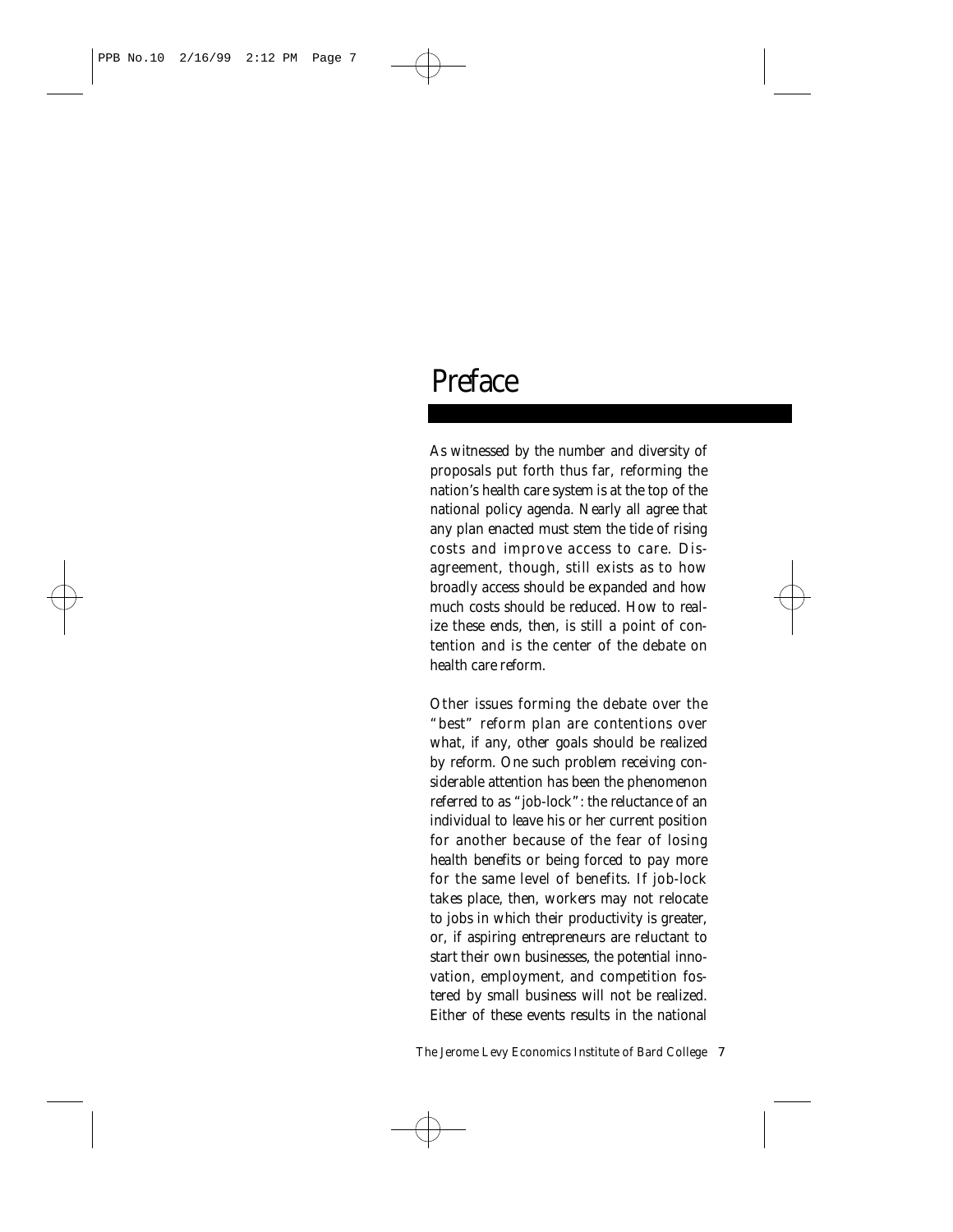# Preface

As witnessed by the number and diversity of proposals put forth thus far, reforming the nation's health care system is at the top of the national policy agenda. Nearly all agree that any plan enacted must stem the tide of rising costs and improve access to care. Disagreement, though, still exists as to how broadly access should be expanded and how much costs should be reduced. How to realize these ends, then, is still a point of contention and is the center of the debate on health care reform.

Other issues forming the debate over the "best" reform plan are contentions over what, if any, other goals should be realized by reform. One such problem receiving considerable attention has been the phenomenon referred to as "job-lock": the reluctance of an individual to leave his or her current position for another because of the fear of losing health benefits or being forced to pay more for the same level of benefits. If job-lock takes place, then, workers may not relocate to jobs in which their productivity is greater, or, if aspiring entrepreneurs are reluctant to start their own businesses, the potential innovation, employment, and competition fostered by small business will not be realized. Either of these events results in the national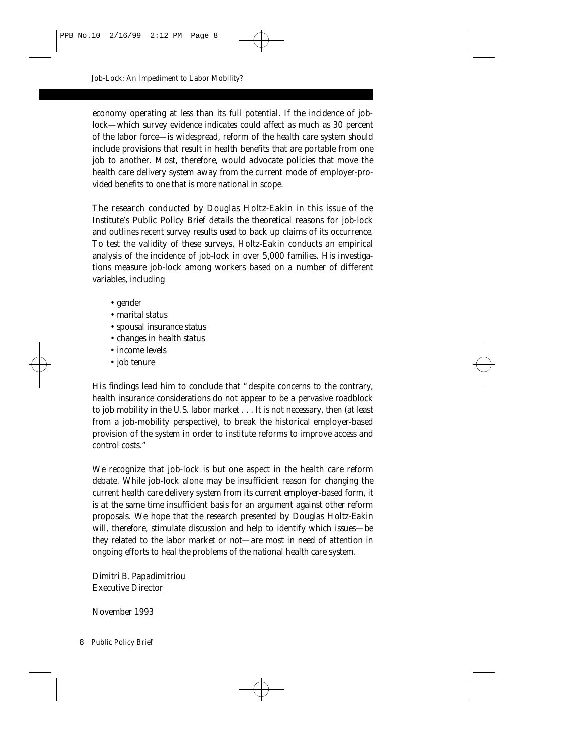economy operating at less than its full potential. If the incidence of job-lock—which survey evidence indicates could affect as much as 30 percent of the labor force—is widespread, reform of the health care system should include provisions that result in health benefits that are portable from one job to another. Most, therefore, would advocate policies that move the health care delivery system away from the current mode of employer-provided benefits to one that is more national in scope.

The research conducted by Douglas Holtz-Eakin in this issue of the Institute's Public Policy Brief details the theoretical reasons for job-lock and outlines recent survey results used to back up claims of its occurrence. To test the validity of these surveys, Holtz-Eakin conducts an empirical analysis of the incidence of job-lock in over 5,000 families. His investigations measure job-lock among workers based on a number of different variables, including

- gender
- marital status
- spousal insurance status
- changes in health status
- income levels
- job tenure

His findings lead him to conclude that "despite concerns to the contrary, health insurance considerations do not appear to be a pervasive roadblock to job mobility in the U.S. labor market . . . It is not necessary, then (at least from a job-mobility perspective), to break the historical employer-based provision of the system in order to institute reforms to improve access and control costs."

We recognize that job-lock is but one aspect in the health care reform debate. While job-lock alone may be insufficient reason for changing the current health care delivery system from its current employer-based form, it is at the same time insufficient basis for an argument against other reform proposals. We hope that the research presented by Douglas Holtz-Eakin will, therefore, stimulate discussion and help to identify which issues—be they related to the labor market or not—are most in need of attention in ongoing efforts to heal the problems of the national health care system.

Dimitri B. Papadimitriou
Executive Director

November 1993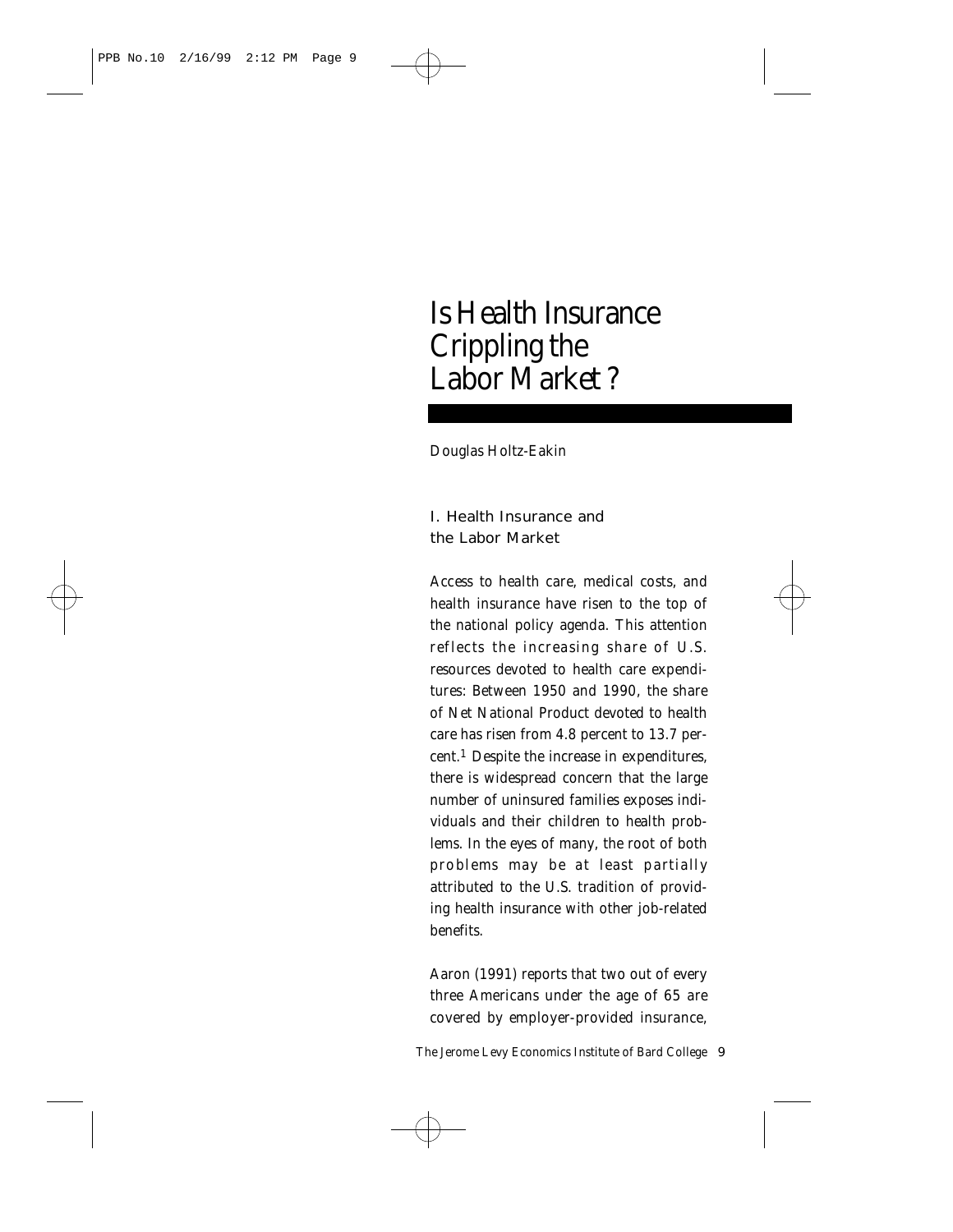# Is Health Insurance Crippling the Labor Market?

Douglas Holtz-Eakin

## I. Health Insurance and the Labor Market

Access to health care, medical costs, and health insurance have risen to the top of the national policy agenda. This attention reflects the increasing share of U.S. resources devoted to health care expenditures: Between 1950 and 1990, the share of Net National Product devoted to health care has risen from 4.8 percent to 13.7 percent.[1] Despite the increase in expenditures, there is widespread concern that the large number of uninsured families exposes individuals and their children to health problems. In the eyes of many, the root of both problems may be at least partially attributed to the U.S. tradition of providing health insurance with other job-related benefits.

Aaron (1991) reports that two out of every three Americans under the age of 65 are covered by employer-provided insurance,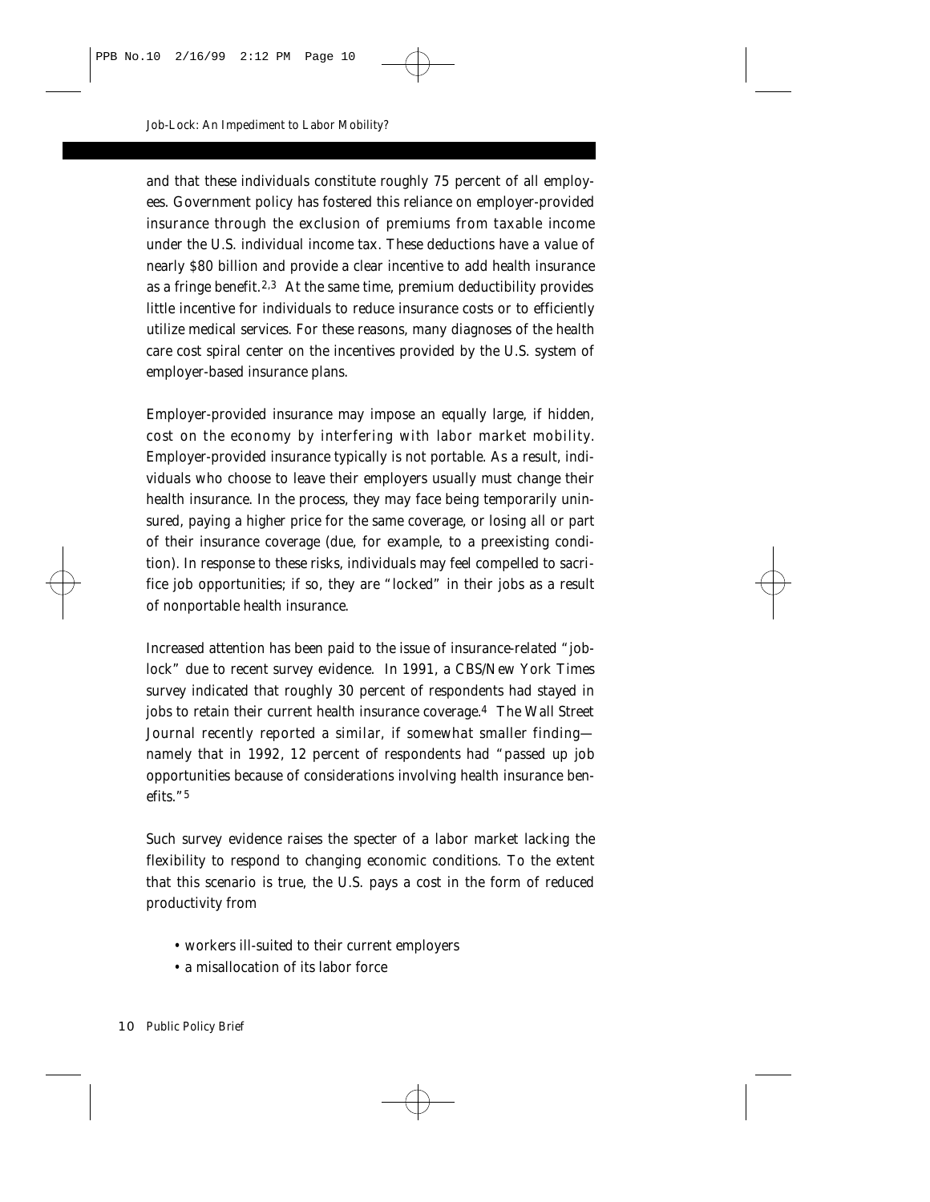and that these individuals constitute roughly 75 percent of all employees. Government policy has fostered this reliance on employer-provided insurance through the exclusion of premiums from taxable income under the U.S. individual income tax. These deductions have a value of nearly $80 billion and provide a clear incentive to add health insurance as a fringe benefit.[2,3] At the same time, premium deductibility provides little incentive for individuals to reduce insurance costs or to efficiently utilize medical services. For these reasons, many diagnoses of the health care cost spiral center on the incentives provided by the U.S. system of employer-based insurance plans.

Employer-provided insurance may impose an equally large, if hidden, cost on the economy by interfering with labor market mobility. Employer-provided insurance typically is not portable. As a result, individuals who choose to leave their employers usually must change their health insurance. In the process, they may face being temporarily uninsured, paying a higher price for the same coverage, or losing all or part of their insurance coverage (due, for example, to a preexisting condition). In response to these risks, individuals may feel compelled to sacrifice job opportunities; if so, they are "locked" in their jobs as a result of nonportable health insurance.

Increased attention has been paid to the issue of insurance-related "job-lock" due to recent survey evidence. In 1991, a CBS/New York Times survey indicated that roughly 30 percent of respondents had stayed in jobs to retain their current health insurance coverage.[4] The Wall Street Journal recently reported a similar, if somewhat smaller finding—namely that in 1992, 12 percent of respondents had "passed up job opportunities because of considerations involving health insurance benefits."[5]

Such survey evidence raises the specter of a labor market lacking the flexibility to respond to changing economic conditions. To the extent that this scenario is true, the U.S. pays a cost in the form of reduced productivity from

- workers ill-suited to their current employers
- a misallocation of its labor force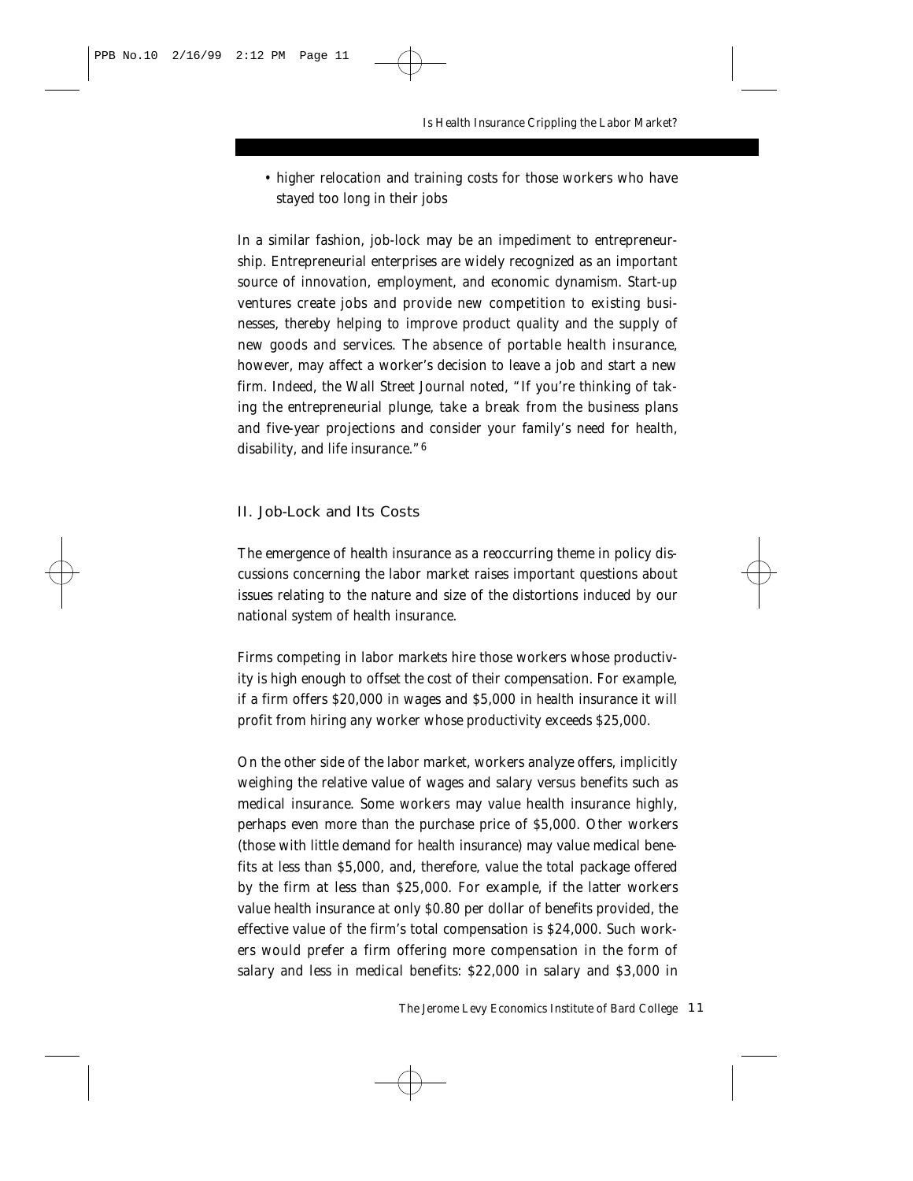- higher relocation and training costs for those workers who have stayed too long in their jobs

In a similar fashion, job-lock may be an impediment to entrepreneurship. Entrepreneurial enterprises are widely recognized as an important source of innovation, employment, and economic dynamism. Start-up ventures create jobs and provide new competition to existing businesses, thereby helping to improve product quality and the supply of new goods and services. The absence of portable health insurance, however, may affect a worker's decision to leave a job and start a new firm. Indeed, the Wall Street Journal noted, "If you're thinking of taking the entrepreneurial plunge, take a break from the business plans and five-year projections and consider your family's need for health, disability, and life insurance."[6]

## II. Job-Lock and Its Costs

The emergence of health insurance as a reoccurring theme in policy discussions concerning the labor market raises important questions about issues relating to the nature and size of the distortions induced by our national system of health insurance.

Firms competing in labor markets hire those workers whose productivity is high enough to offset the cost of their compensation. For example, if a firm offers $20,000 in wages and $5,000 in health insurance it will profit from hiring any worker whose productivity exceeds $25,000.

On the other side of the labor market, workers analyze offers, implicitly weighing the relative value of wages and salary versus benefits such as medical insurance. Some workers may value health insurance highly, perhaps even more than the purchase price of $5,000. Other workers (those with little demand for health insurance) may value medical benefits at less than $5,000, and, therefore, value the total package offered by the firm at less than $25,000. For example, if the latter workers value health insurance at only $0.80 per dollar of benefits provided, the effective value of the firm's total compensation is $24,000. Such workers would prefer a firm offering more compensation in the form of salary and less in medical benefits: $22,000 in salary and $3,000 in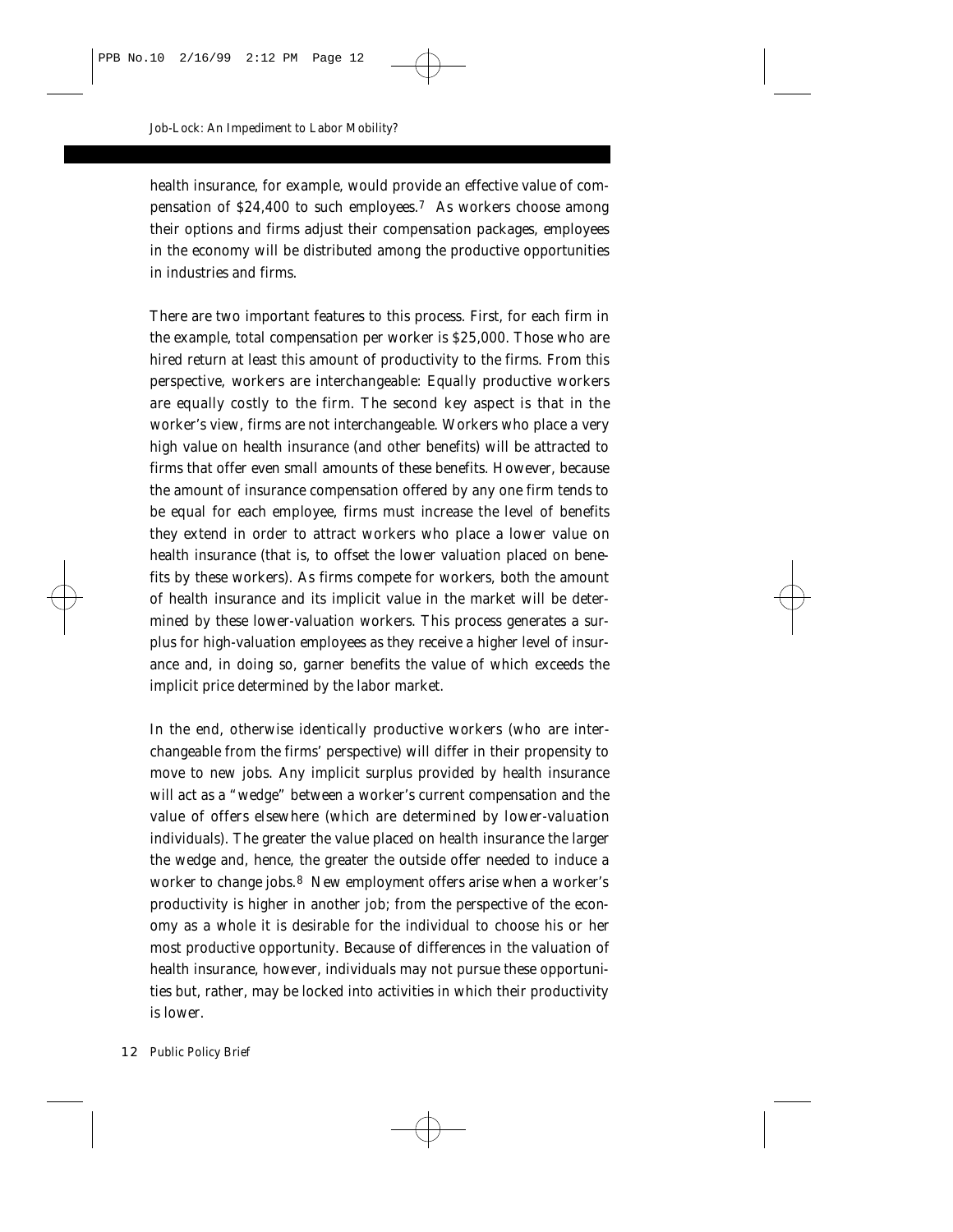health insurance, for example, would provide an effective value of compensation of $24,400 to such employees.[7] As workers choose among their options and firms adjust their compensation packages, employees in the economy will be distributed among the productive opportunities in industries and firms.

There are two important features to this process. First, for each firm in the example, total compensation per worker is $25,000. Those who are hired return at least this amount of productivity to the firms. From this perspective, workers are interchangeable: Equally productive workers are equally costly to the firm. The second key aspect is that in the worker's view, firms are not interchangeable. Workers who place a very high value on health insurance (and other benefits) will be attracted to firms that offer even small amounts of these benefits. However, because the amount of insurance compensation offered by any one firm tends to be equal for each employee, firms must increase the level of benefits they extend in order to attract workers who place a lower value on health insurance (that is, to offset the lower valuation placed on benefits by these workers). As firms compete for workers, both the amount of health insurance and its implicit value in the market will be determined by these lower-valuation workers. This process generates a surplus for high-valuation employees as they receive a higher level of insurance and, in doing so, garner benefits the value of which exceeds the implicit price determined by the labor market.

In the end, otherwise identically productive workers (who are interchangeable from the firms' perspective) will differ in their propensity to move to new jobs. Any implicit surplus provided by health insurance will act as a "wedge" between a worker's current compensation and the value of offers elsewhere (which are determined by lower-valuation individuals). The greater the value placed on health insurance the larger the wedge and, hence, the greater the outside offer needed to induce a worker to change jobs.[8] New employment offers arise when a worker's productivity is higher in another job; from the perspective of the economy as a whole it is desirable for the individual to choose his or her most productive opportunity. Because of differences in the valuation of health insurance, however, individuals may not pursue these opportunities but, rather, may be locked into activities in which their productivity is lower.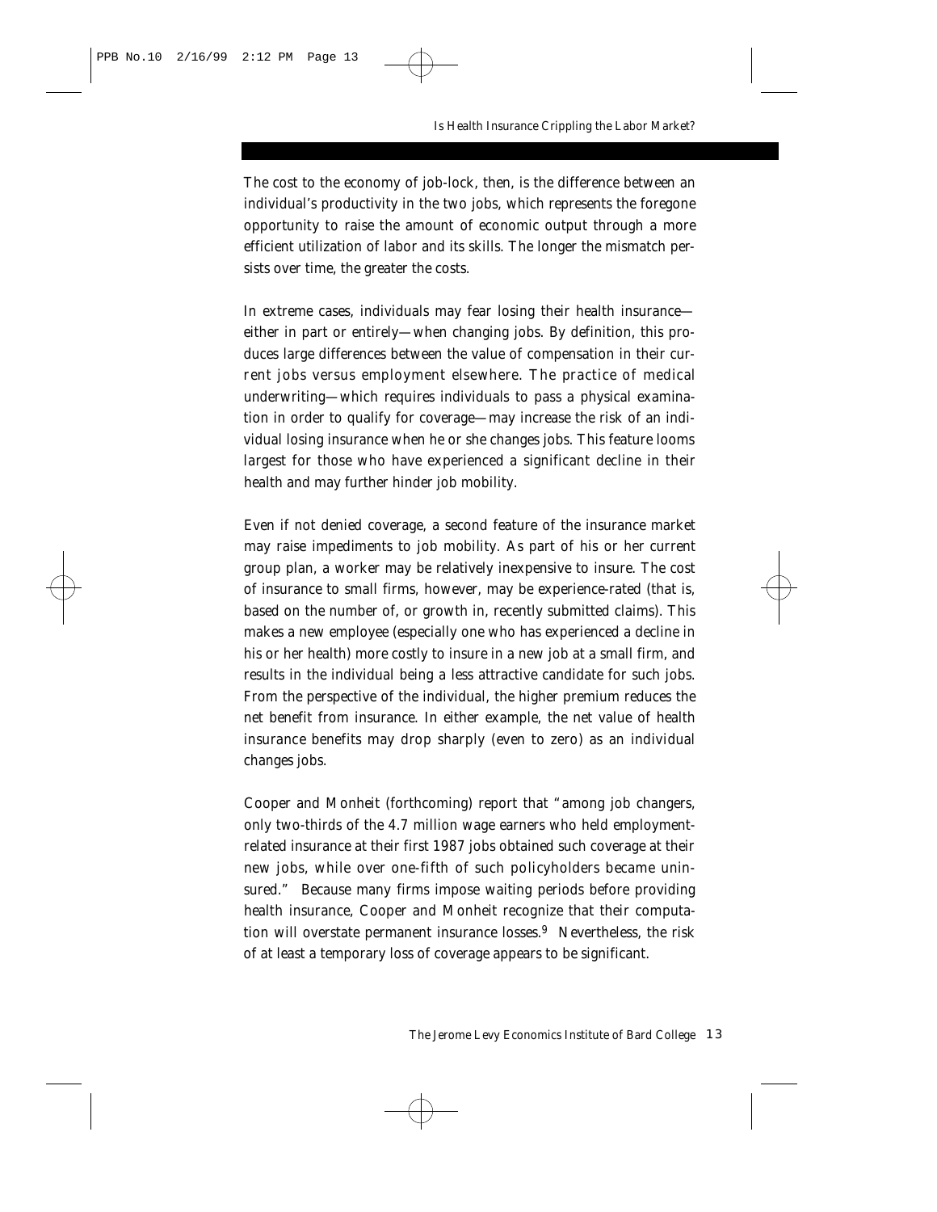The cost to the economy of job-lock, then, is the difference between an individual's productivity in the two jobs, which represents the foregone opportunity to raise the amount of economic output through a more efficient utilization of labor and its skills. The longer the mismatch persists over time, the greater the costs.

In extreme cases, individuals may fear losing their health insurance—either in part or entirely—when changing jobs. By definition, this produces large differences between the value of compensation in their current jobs versus employment elsewhere. The practice of medical underwriting—which requires individuals to pass a physical examination in order to qualify for coverage—may increase the risk of an individual losing insurance when he or she changes jobs. This feature looms largest for those who have experienced a significant decline in their health and may further hinder job mobility.

Even if not denied coverage, a second feature of the insurance market may raise impediments to job mobility. As part of his or her current group plan, a worker may be relatively inexpensive to insure. The cost of insurance to small firms, however, may be experience-rated (that is, based on the number of, or growth in, recently submitted claims). This makes a new employee (especially one who has experienced a decline in his or her health) more costly to insure in a new job at a small firm, and results in the individual being a less attractive candidate for such jobs. From the perspective of the individual, the higher premium reduces the net benefit from insurance. In either example, the net value of health insurance benefits may drop sharply (even to zero) as an individual changes jobs.

Cooper and Monheit (forthcoming) report that "among job changers, only two-thirds of the 4.7 million wage earners who held employment-related insurance at their first 1987 jobs obtained such coverage at their new jobs, while over one-fifth of such policyholders became uninsured." Because many firms impose waiting periods before providing health insurance, Cooper and Monheit recognize that their computation will overstate permanent insurance losses.[9] Nevertheless, the risk of at least a temporary loss of coverage appears to be significant.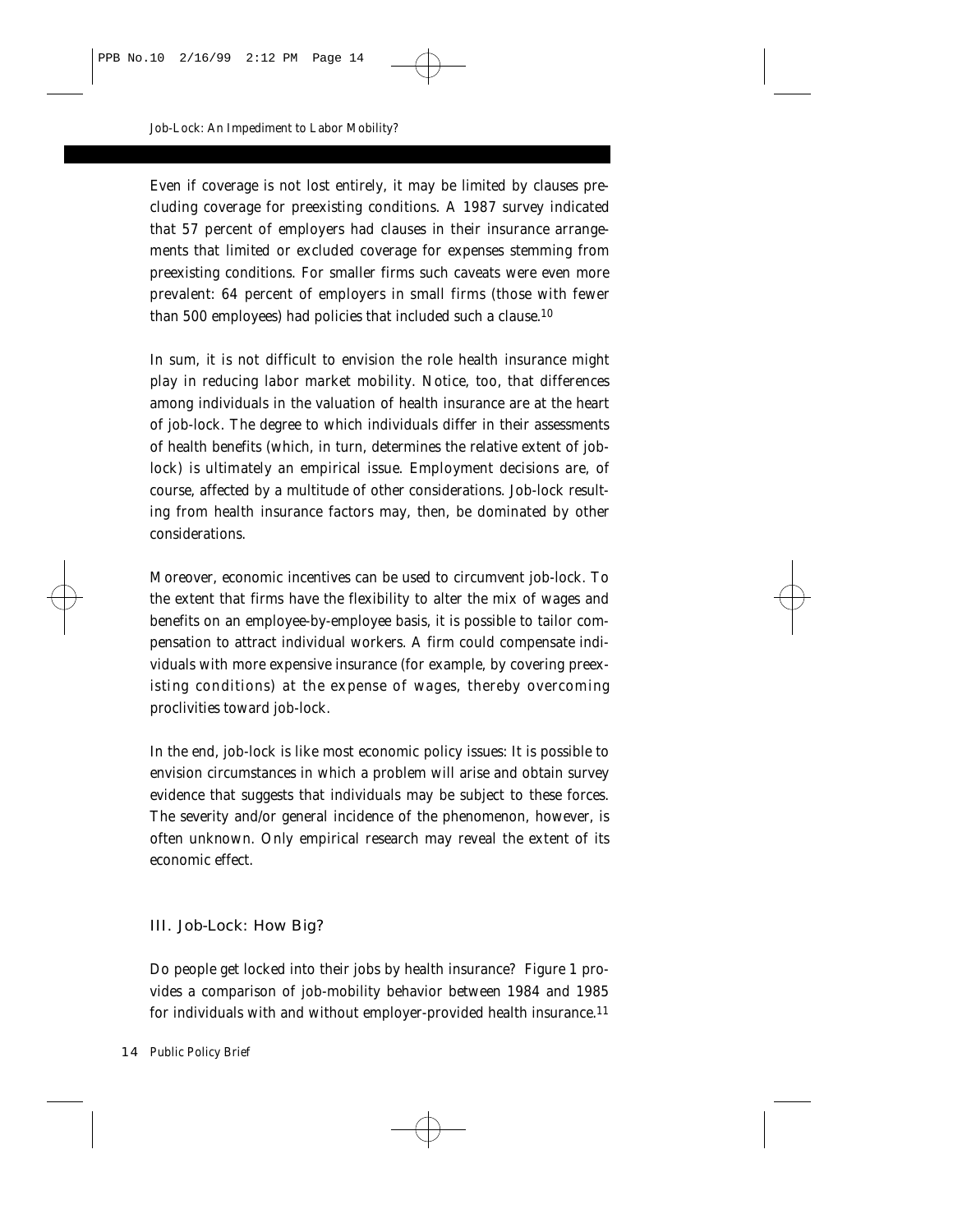Even if coverage is not lost entirely, it may be limited by clauses precluding coverage for preexisting conditions. A 1987 survey indicated that 57 percent of employers had clauses in their insurance arrangements that limited or excluded coverage for expenses stemming from preexisting conditions. For smaller firms such caveats were even more prevalent: 64 percent of employers in small firms (those with fewer than 500 employees) had policies that included such a clause.[10]

In sum, it is not difficult to envision the role health insurance might play in reducing labor market mobility. Notice, too, that differences among individuals in the valuation of health insurance are at the heart of job-lock. The degree to which individuals differ in their assessments of health benefits (which, in turn, determines the relative extent of job-lock) is ultimately an empirical issue. Employment decisions are, of course, affected by a multitude of other considerations. Job-lock resulting from health insurance factors may, then, be dominated by other considerations.

Moreover, economic incentives can be used to circumvent job-lock. To the extent that firms have the flexibility to alter the mix of wages and benefits on an employee-by-employee basis, it is possible to tailor compensation to attract individual workers. A firm could compensate individuals with more expensive insurance (for example, by covering preexisting conditions) at the expense of wages, thereby overcoming proclivities toward job-lock.

In the end, job-lock is like most economic policy issues: It is possible to envision circumstances in which a problem will arise and obtain survey evidence that suggests that individuals may be subject to these forces. The severity and/or general incidence of the phenomenon, however, is often unknown. Only empirical research may reveal the extent of its economic effect.

## III. Job-Lock: How Big?

Do people get locked into their jobs by health insurance? Figure 1 provides a comparison of job-mobility behavior between 1984 and 1985 for individuals with and without employer-provided health insurance.[11]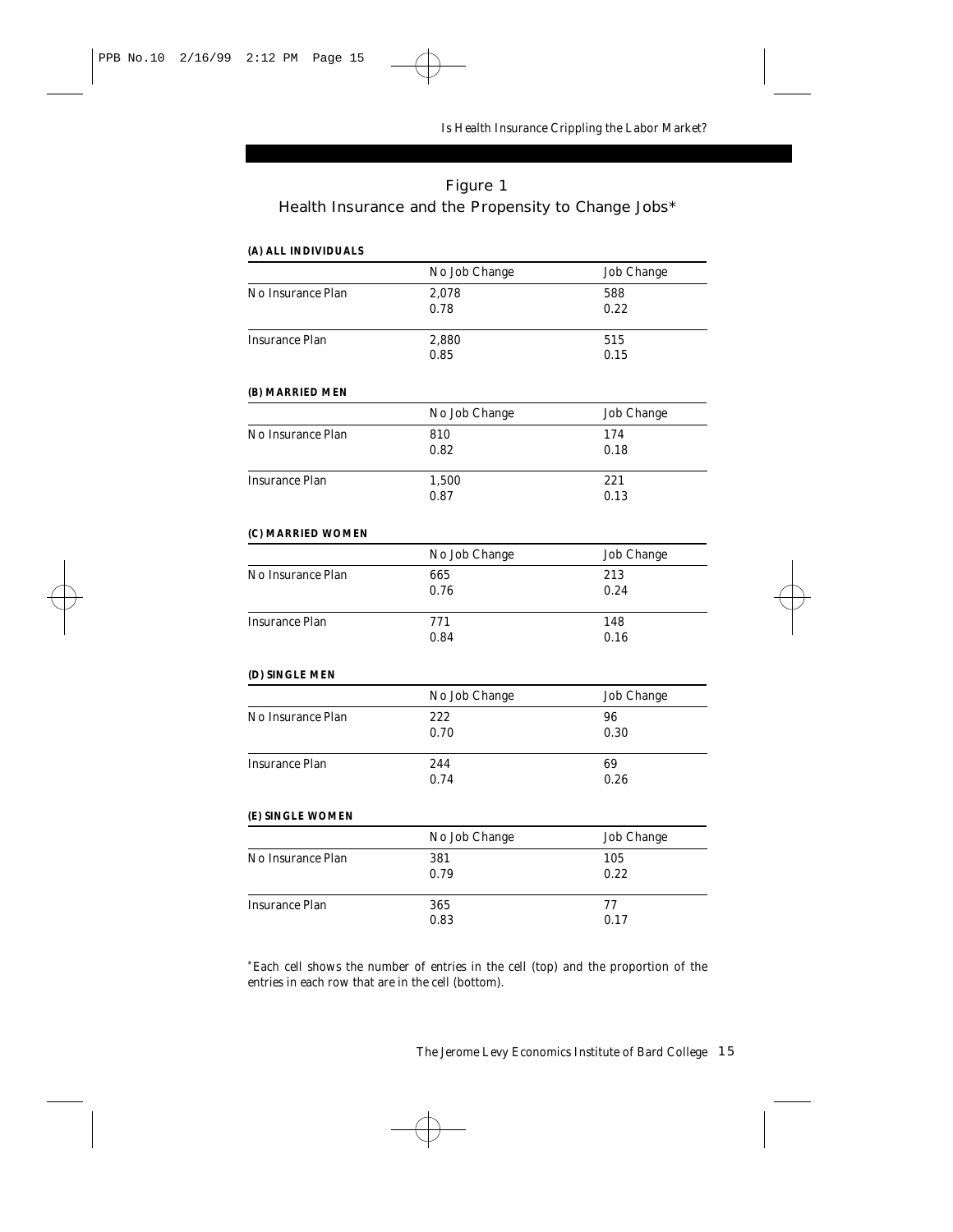## Figure 1

### Health Insurance and the Propensity to Change Jobs*

**(A) ALL INDIVIDUALS**

| | No Job Change | Job Change |
|---|---|---|
| No Insurance Plan | 2,078<br>0.78 | 588<br>0.22 |
| Insurance Plan | 2,880<br>0.85 | 515<br>0.15 |

**(B) MARRIED MEN**

| | No Job Change | Job Change |
|---|---|---|
| No Insurance Plan | 810<br>0.82 | 174<br>0.18 |
| Insurance Plan | 1,500<br>0.87 | 221<br>0.13 |

**(C) MARRIED WOMEN**

| | No Job Change | Job Change |
|---|---|---|
| No Insurance Plan | 665<br>0.76 | 213<br>0.24 |
| Insurance Plan | 771<br>0.84 | 148<br>0.16 |

**(D) SINGLE MEN**

| | No Job Change | Job Change |
|---|---|---|
| No Insurance Plan | 222<br>0.70 | 96<br>0.30 |
| Insurance Plan | 244<br>0.74 | 69<br>0.26 |

**(E) SINGLE WOMEN**

| | No Job Change | Job Change |
|---|---|---|
| No Insurance Plan | 381<br>0.79 | 105<br>0.22 |
| Insurance Plan | 365<br>0.83 | 77<br>0.17 |

*Each cell shows the number of entries in the cell (top) and the proportion of the entries in each row that are in the cell (bottom).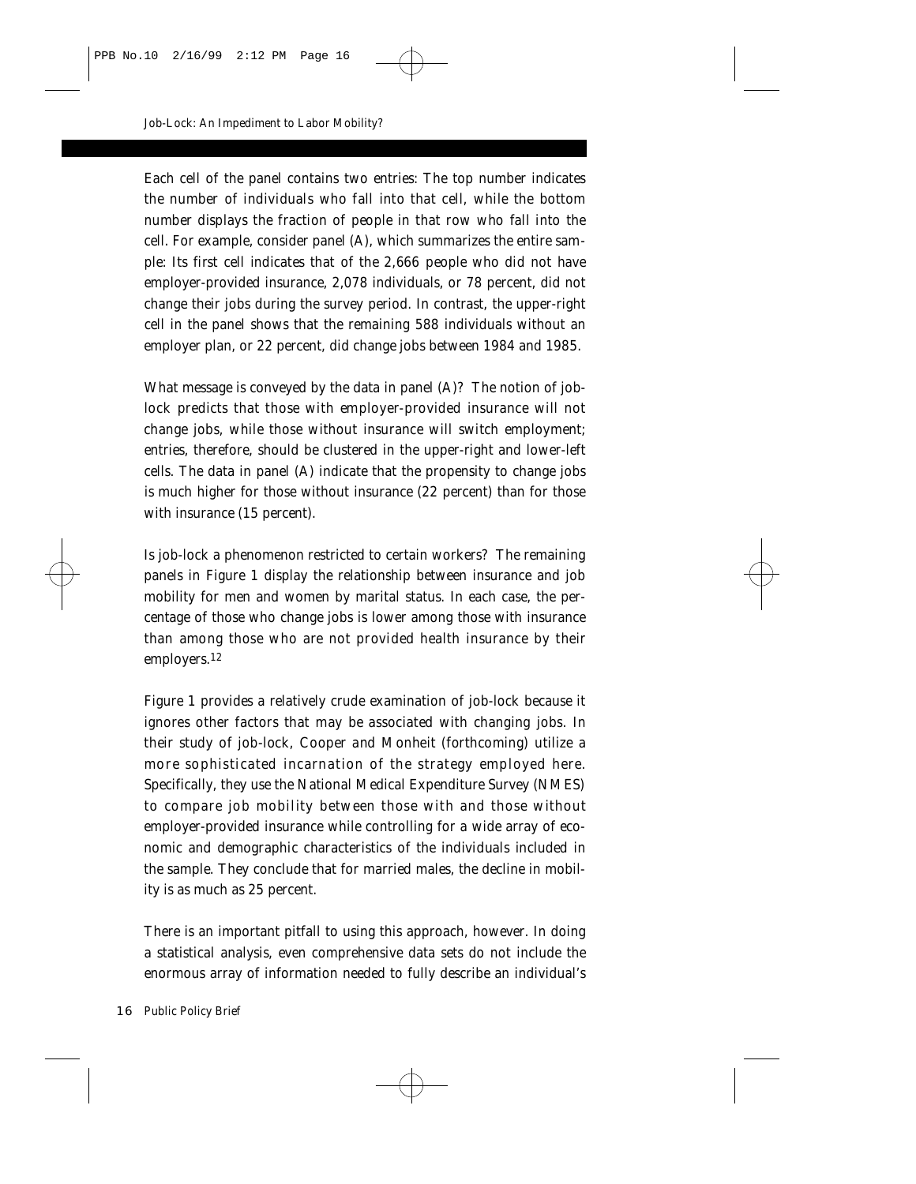Each cell of the panel contains two entries: The top number indicates the number of individuals who fall into that cell, while the bottom number displays the fraction of people in that row who fall into the cell. For example, consider panel (A), which summarizes the entire sample: Its first cell indicates that of the 2,666 people who did not have employer-provided insurance, 2,078 individuals, or 78 percent, did not change their jobs during the survey period. In contrast, the upper-right cell in the panel shows that the remaining 588 individuals without an employer plan, or 22 percent, did change jobs between 1984 and 1985.

What message is conveyed by the data in panel (A)? The notion of job-lock predicts that those with employer-provided insurance will not change jobs, while those without insurance will switch employment; entries, therefore, should be clustered in the upper-right and lower-left cells. The data in panel (A) indicate that the propensity to change jobs is much higher for those without insurance (22 percent) than for those with insurance (15 percent).

Is job-lock a phenomenon restricted to certain workers? The remaining panels in Figure 1 display the relationship between insurance and job mobility for men and women by marital status. In each case, the percentage of those who change jobs is lower among those with insurance than among those who are not provided health insurance by their employers.[12]

Figure 1 provides a relatively crude examination of job-lock because it ignores other factors that may be associated with changing jobs. In their study of job-lock, Cooper and Monheit (forthcoming) utilize a more sophisticated incarnation of the strategy employed here. Specifically, they use the National Medical Expenditure Survey (NMES) to compare job mobility between those with and those without employer-provided insurance while controlling for a wide array of economic and demographic characteristics of the individuals included in the sample. They conclude that for married males, the decline in mobility is as much as 25 percent.

There is an important pitfall to using this approach, however. In doing a statistical analysis, even comprehensive data sets do not include the enormous array of information needed to fully describe an individual's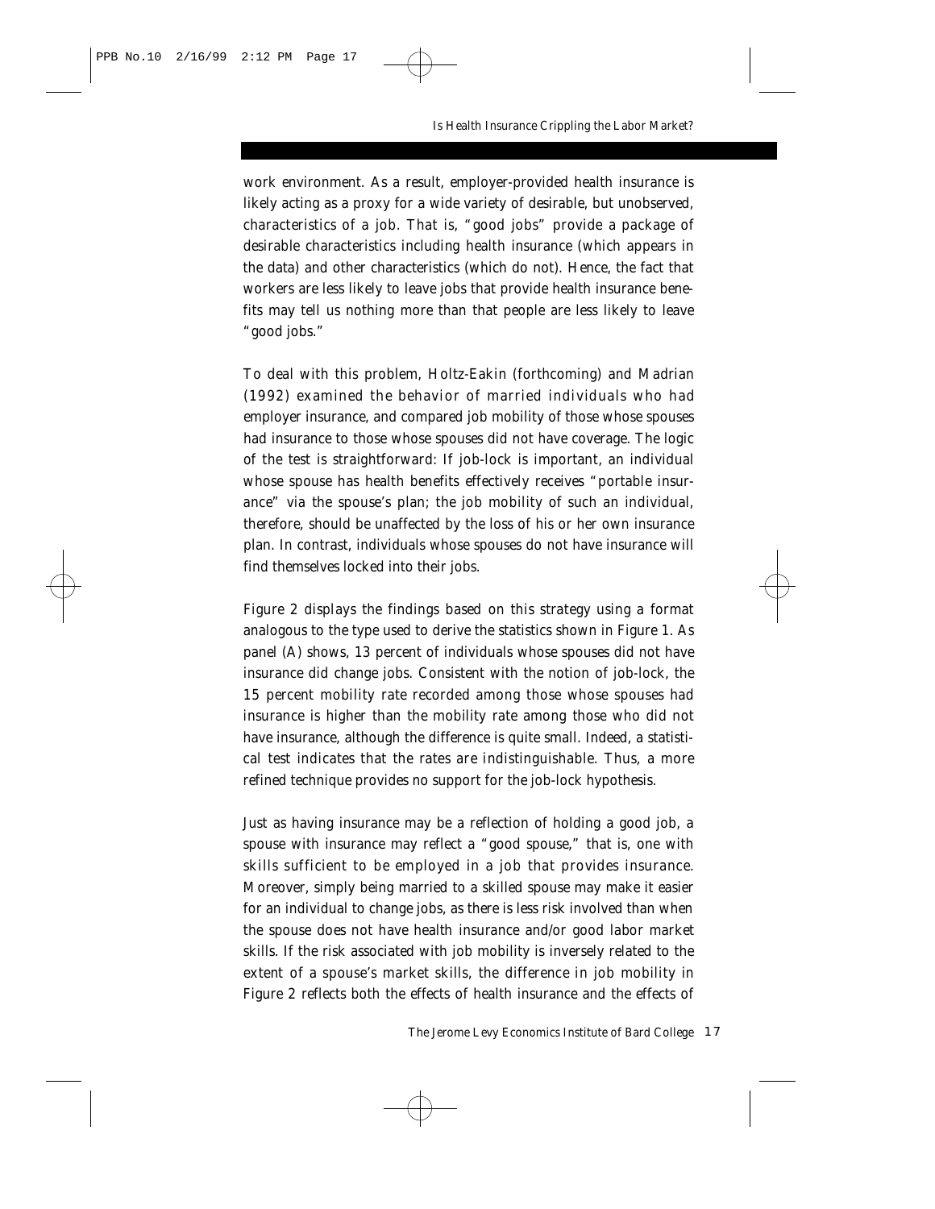work environment. As a result, employer-provided health insurance is likely acting as a proxy for a wide variety of desirable, but unobserved, characteristics of a job. That is, "good jobs" provide a package of desirable characteristics including health insurance (which appears in the data) and other characteristics (which do not). Hence, the fact that workers are less likely to leave jobs that provide health insurance benefits may tell us nothing more than that people are less likely to leave "good jobs."

To deal with this problem, Holtz-Eakin (forthcoming) and Madrian (1992) examined the behavior of married individuals who had employer insurance, and compared job mobility of those whose spouses had insurance to those whose spouses did not have coverage. The logic of the test is straightforward: If job-lock is important, an individual whose spouse has health benefits effectively receives "portable insurance" via the spouse's plan; the job mobility of such an individual, therefore, should be unaffected by the loss of his or her own insurance plan. In contrast, individuals whose spouses do not have insurance will find themselves locked into their jobs.

Figure 2 displays the findings based on this strategy using a format analogous to the type used to derive the statistics shown in Figure 1. As panel (A) shows, 13 percent of individuals whose spouses did not have insurance did change jobs. Consistent with the notion of job-lock, the 15 percent mobility rate recorded among those whose spouses had insurance is higher than the mobility rate among those who did not have insurance, although the difference is quite small. Indeed, a statistical test indicates that the rates are indistinguishable. Thus, a more refined technique provides no support for the job-lock hypothesis.

Just as having insurance may be a reflection of holding a good job, a spouse with insurance may reflect a "good spouse," that is, one with skills sufficient to be employed in a job that provides insurance. Moreover, simply being married to a skilled spouse may make it easier for an individual to change jobs, as there is less risk involved than when the spouse does not have health insurance and/or good labor market skills. If the risk associated with job mobility is inversely related to the extent of a spouse's market skills, the difference in job mobility in Figure 2 reflects both the effects of health insurance and the effects of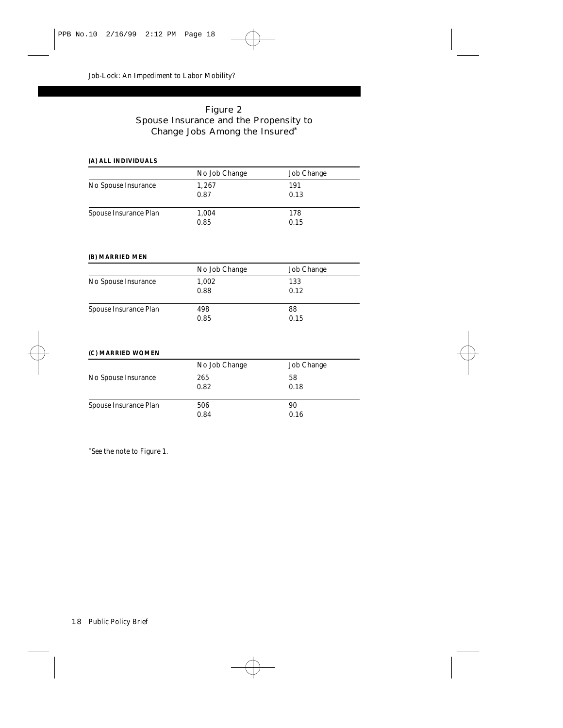## Figure 2
## Spouse Insurance and the Propensity to Change Jobs Among the Insured*

**(A) ALL INDIVIDUALS**

| | No Job Change | Job Change |
|---|---|---|
| No Spouse Insurance | 1,267 | 191 |
| | 0.87 | 0.13 |
| Spouse Insurance Plan | 1,004 | 178 |
| | 0.85 | 0.15 |

**(B) MARRIED MEN**

| | No Job Change | Job Change |
|---|---|---|
| No Spouse Insurance | 1,002 | 133 |
| | 0.88 | 0.12 |
| Spouse Insurance Plan | 498 | 88 |
| | 0.85 | 0.15 |

**(C) MARRIED WOMEN**

| | No Job Change | Job Change |
|---|---|---|
| No Spouse Insurance | 265 | 58 |
| | 0.82 | 0.18 |
| Spouse Insurance Plan | 506 | 90 |
| | 0.84 | 0.16 |

*See the note to Figure 1.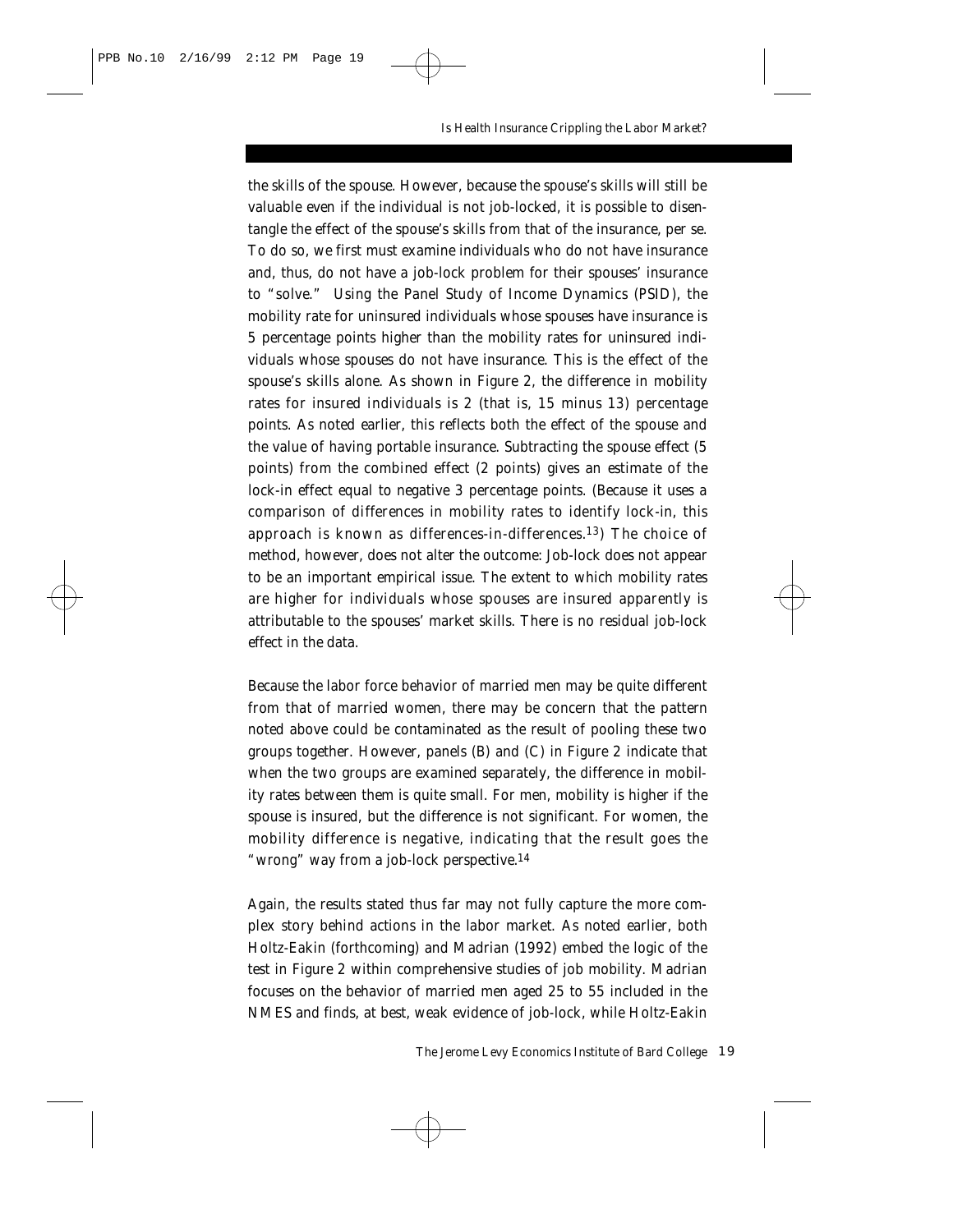the skills of the spouse. However, because the spouse's skills will still be valuable even if the individual is not job-locked, it is possible to disentangle the effect of the spouse's skills from that of the insurance, per se. To do so, we first must examine individuals who do not have insurance and, thus, do not have a job-lock problem for their spouses' insurance to "solve." Using the Panel Study of Income Dynamics (PSID), the mobility rate for uninsured individuals whose spouses have insurance is 5 percentage points higher than the mobility rates for uninsured individuals whose spouses do not have insurance. This is the effect of the spouse's skills alone. As shown in Figure 2, the difference in mobility rates for insured individuals is 2 (that is, 15 minus 13) percentage points. As noted earlier, this reflects both the effect of the spouse and the value of having portable insurance. Subtracting the spouse effect (5 points) from the combined effect (2 points) gives an estimate of the lock-in effect equal to negative 3 percentage points. (Because it uses a comparison of differences in mobility rates to identify lock-in, this approach is known as differences-in-differences.[13]) The choice of method, however, does not alter the outcome: Job-lock does not appear to be an important empirical issue. The extent to which mobility rates are higher for individuals whose spouses are insured apparently is attributable to the spouses' market skills. There is no residual job-lock effect in the data.

Because the labor force behavior of married men may be quite different from that of married women, there may be concern that the pattern noted above could be contaminated as the result of pooling these two groups together. However, panels (B) and (C) in Figure 2 indicate that when the two groups are examined separately, the difference in mobility rates between them is quite small. For men, mobility is higher if the spouse is insured, but the difference is not significant. For women, the mobility difference is negative, indicating that the result goes the "wrong" way from a job-lock perspective.[14]

Again, the results stated thus far may not fully capture the more complex story behind actions in the labor market. As noted earlier, both Holtz-Eakin (forthcoming) and Madrian (1992) embed the logic of the test in Figure 2 within comprehensive studies of job mobility. Madrian focuses on the behavior of married men aged 25 to 55 included in the NMES and finds, at best, weak evidence of job-lock, while Holtz-Eakin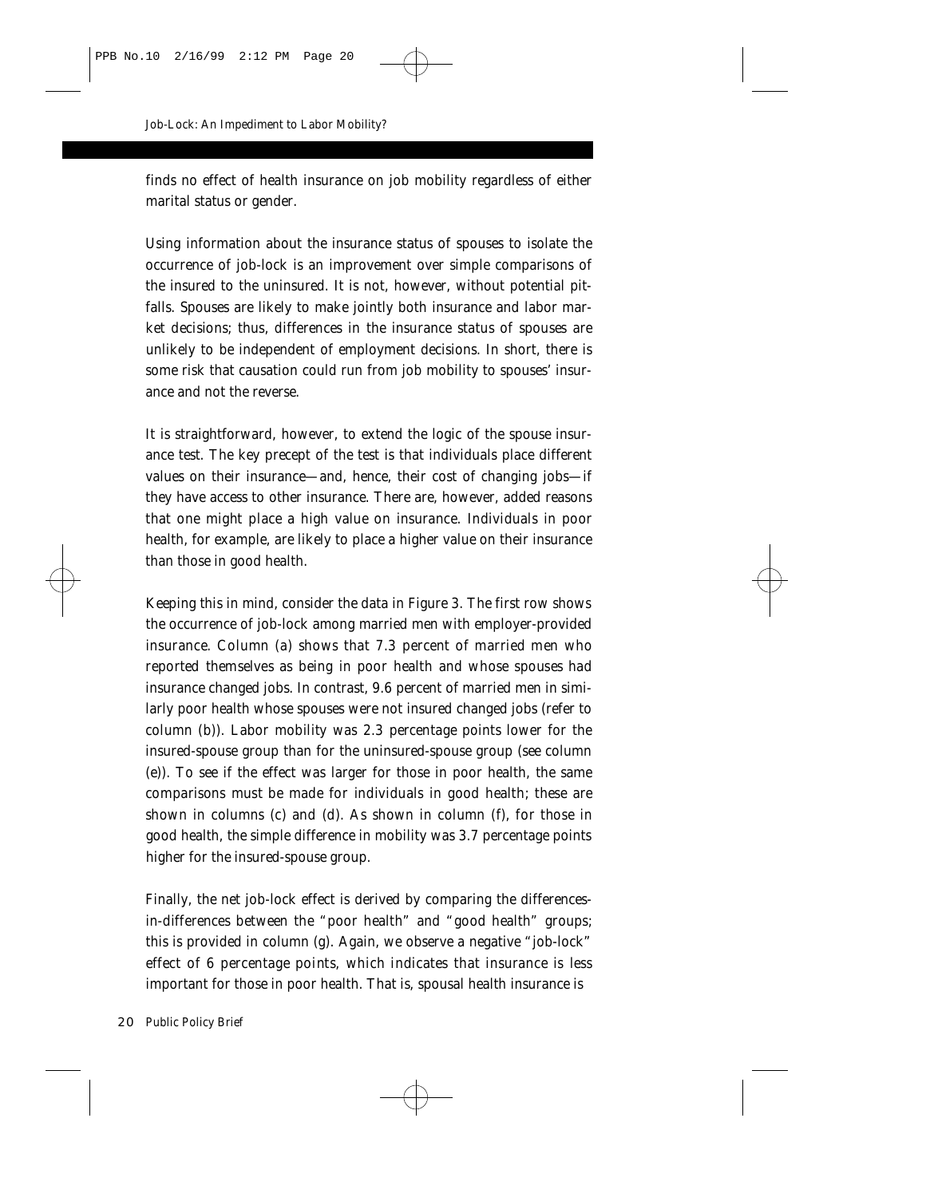finds no effect of health insurance on job mobility regardless of either marital status or gender.

Using information about the insurance status of spouses to isolate the occurrence of job-lock is an improvement over simple comparisons of the insured to the uninsured. It is not, however, without potential pitfalls. Spouses are likely to make jointly both insurance and labor market decisions; thus, differences in the insurance status of spouses are unlikely to be independent of employment decisions. In short, there is some risk that causation could run from job mobility to spouses' insurance and not the reverse.

It is straightforward, however, to extend the logic of the spouse insurance test. The key precept of the test is that individuals place different values on their insurance—and, hence, their cost of changing jobs—if they have access to other insurance. There are, however, added reasons that one might place a high value on insurance. Individuals in poor health, for example, are likely to place a higher value on their insurance than those in good health.

Keeping this in mind, consider the data in Figure 3. The first row shows the occurrence of job-lock among married men with employer-provided insurance. Column (a) shows that 7.3 percent of married men who reported themselves as being in poor health and whose spouses had insurance changed jobs. In contrast, 9.6 percent of married men in similarly poor health whose spouses were not insured changed jobs (refer to column (b)). Labor mobility was 2.3 percentage points lower for the insured-spouse group than for the uninsured-spouse group (see column (e)). To see if the effect was larger for those in poor health, the same comparisons must be made for individuals in good health; these are shown in columns (c) and (d). As shown in column (f), for those in good health, the simple difference in mobility was 3.7 percentage points higher for the insured-spouse group.

Finally, the net job-lock effect is derived by comparing the differences-in-differences between the "poor health" and "good health" groups; this is provided in column (g). Again, we observe a negative "job-lock" effect of 6 percentage points, which indicates that insurance is less important for those in poor health. That is, spousal health insurance is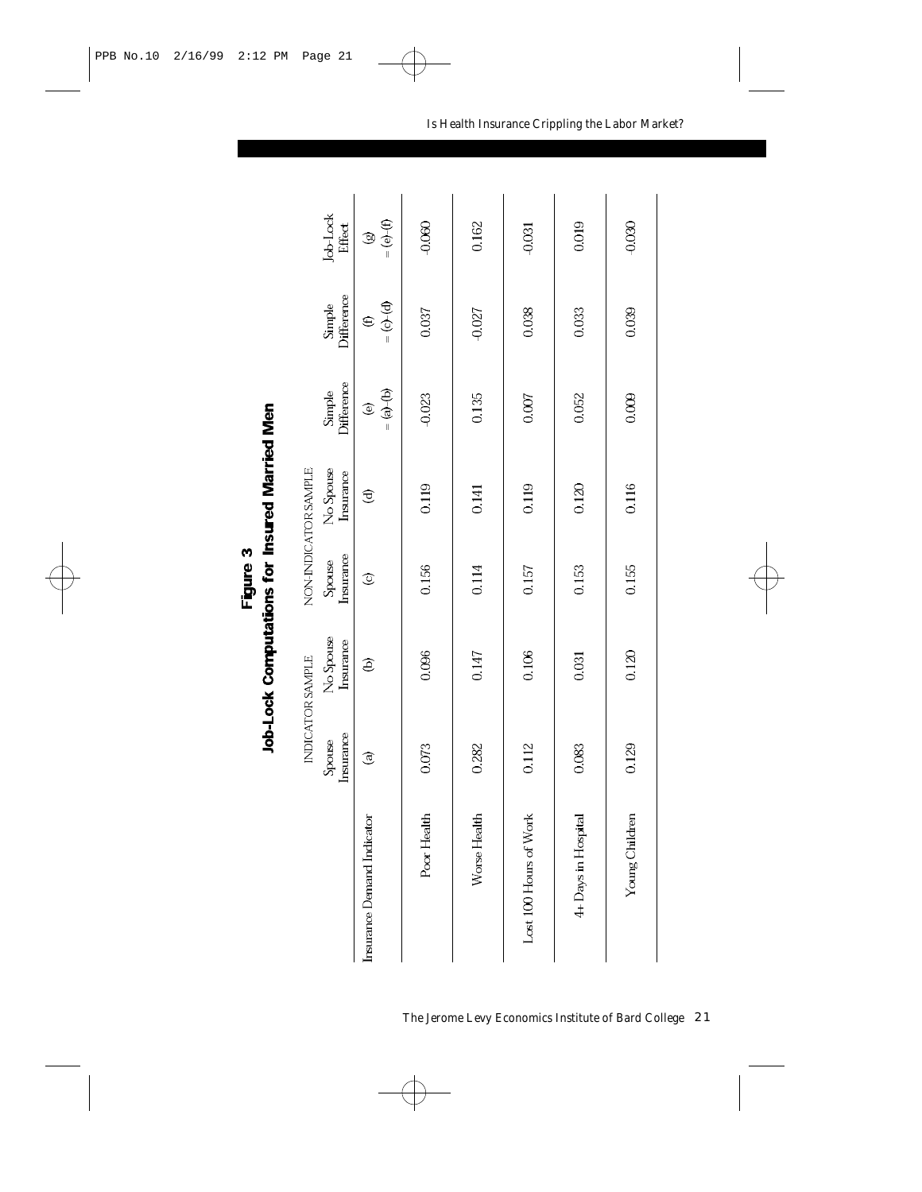## Figure 3
## Job-Lock Computations for Insured Married Men

| Insurance Demand Indicator | INDICATOR SAMPLE | | NON-INDICATOR SAMPLE | | Simple Difference | Simple Difference | Job-Lock Effect |
|---|---|---|---|---|---|---|---|
| | Spouse Insurance | No Spouse Insurance | Spouse Insurance | No Spouse Insurance | | | |
| | (a) | (b) | (c) | (d) | (e) = (a)-(b) | (f) = (c)-(d) | (g) = (e)-(f) |
| Poor Health | 0.073 | 0.096 | 0.156 | 0.119 | -0.023 | 0.037 | -0.060 |
| Worse Health | 0.282 | 0.147 | 0.114 | 0.141 | 0.135 | -0.027 | 0.162 |
| Lost 100 Hours of Work | 0.112 | 0.106 | 0.157 | 0.119 | 0.007 | 0.038 | -0.031 |
| 4+ Days in Hospital | 0.083 | 0.031 | 0.153 | 0.120 | 0.052 | 0.033 | 0.019 |
| Young Children | 0.129 | 0.120 | 0.155 | 0.116 | 0.009 | 0.039 | -0.030 |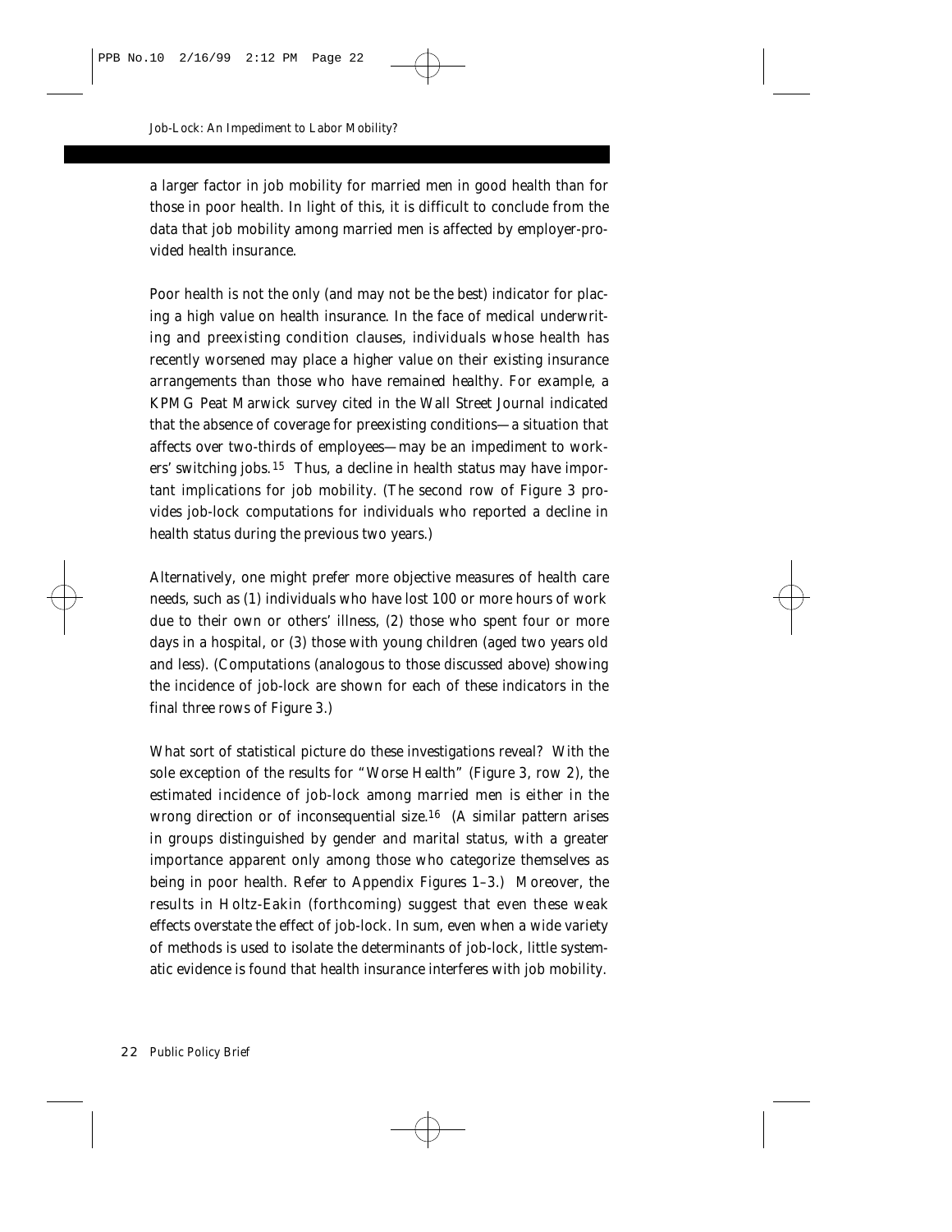a larger factor in job mobility for married men in good health than for those in poor health. In light of this, it is difficult to conclude from the data that job mobility among married men is affected by employer-provided health insurance.

Poor health is not the only (and may not be the best) indicator for placing a high value on health insurance. In the face of medical underwriting and preexisting condition clauses, individuals whose health has recently worsened may place a higher value on their existing insurance arrangements than those who have remained healthy. For example, a KPMG Peat Marwick survey cited in the Wall Street Journal indicated that the absence of coverage for preexisting conditions—a situation that affects over two-thirds of employees—may be an impediment to workers' switching jobs.[15] Thus, a decline in health status may have important implications for job mobility. (The second row of Figure 3 provides job-lock computations for individuals who reported a decline in health status during the previous two years.)

Alternatively, one might prefer more objective measures of health care needs, such as (1) individuals who have lost 100 or more hours of work due to their own or others' illness, (2) those who spent four or more days in a hospital, or (3) those with young children (aged two years old and less). (Computations (analogous to those discussed above) showing the incidence of job-lock are shown for each of these indicators in the final three rows of Figure 3.)

What sort of statistical picture do these investigations reveal? With the sole exception of the results for "Worse Health" (Figure 3, row 2), the estimated incidence of job-lock among married men is either in the wrong direction or of inconsequential size.[16] (A similar pattern arises in groups distinguished by gender and marital status, with a greater importance apparent only among those who categorize themselves as being in poor health. Refer to Appendix Figures 1–3.) Moreover, the results in Holtz-Eakin (forthcoming) suggest that even these weak effects overstate the effect of job-lock. In sum, even when a wide variety of methods is used to isolate the determinants of job-lock, little systematic evidence is found that health insurance interferes with job mobility.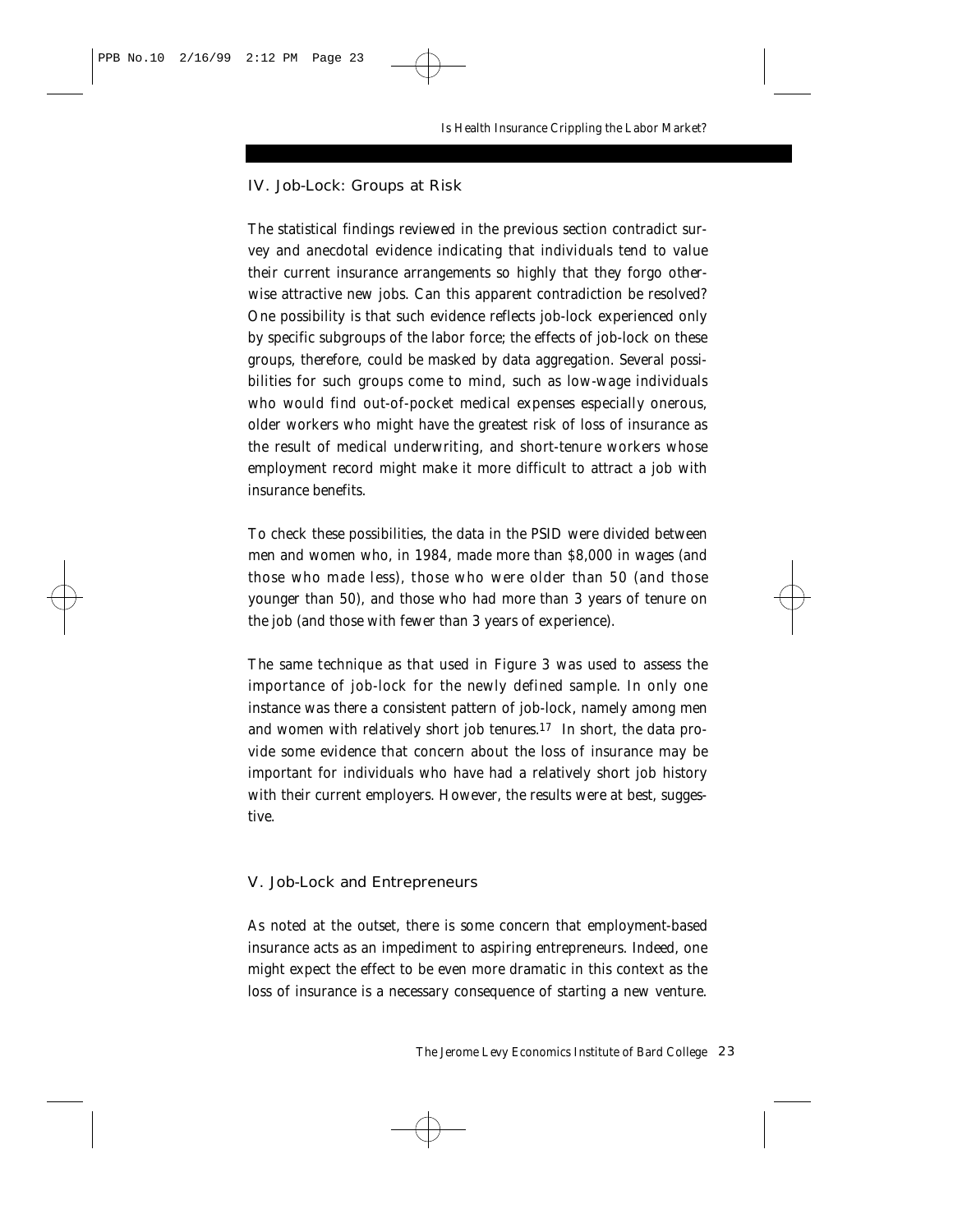## IV. Job-Lock: Groups at Risk

The statistical findings reviewed in the previous section contradict survey and anecdotal evidence indicating that individuals tend to value their current insurance arrangements so highly that they forgo otherwise attractive new jobs. Can this apparent contradiction be resolved? One possibility is that such evidence reflects job-lock experienced only by specific subgroups of the labor force; the effects of job-lock on these groups, therefore, could be masked by data aggregation. Several possibilities for such groups come to mind, such as low-wage individuals who would find out-of-pocket medical expenses especially onerous, older workers who might have the greatest risk of loss of insurance as the result of medical underwriting, and short-tenure workers whose employment record might make it more difficult to attract a job with insurance benefits.

To check these possibilities, the data in the PSID were divided between men and women who, in 1984, made more than $8,000 in wages (and those who made less), those who were older than 50 (and those younger than 50), and those who had more than 3 years of tenure on the job (and those with fewer than 3 years of experience).

The same technique as that used in Figure 3 was used to assess the importance of job-lock for the newly defined sample. In only one instance was there a consistent pattern of job-lock, namely among men and women with relatively short job tenures.[17] In short, the data provide some evidence that concern about the loss of insurance may be important for individuals who have had a relatively short job history with their current employers. However, the results were at best, suggestive.

## V. Job-Lock and Entrepreneurs

As noted at the outset, there is some concern that employment-based insurance acts as an impediment to aspiring entrepreneurs. Indeed, one might expect the effect to be even more dramatic in this context as the loss of insurance is a necessary consequence of starting a new venture.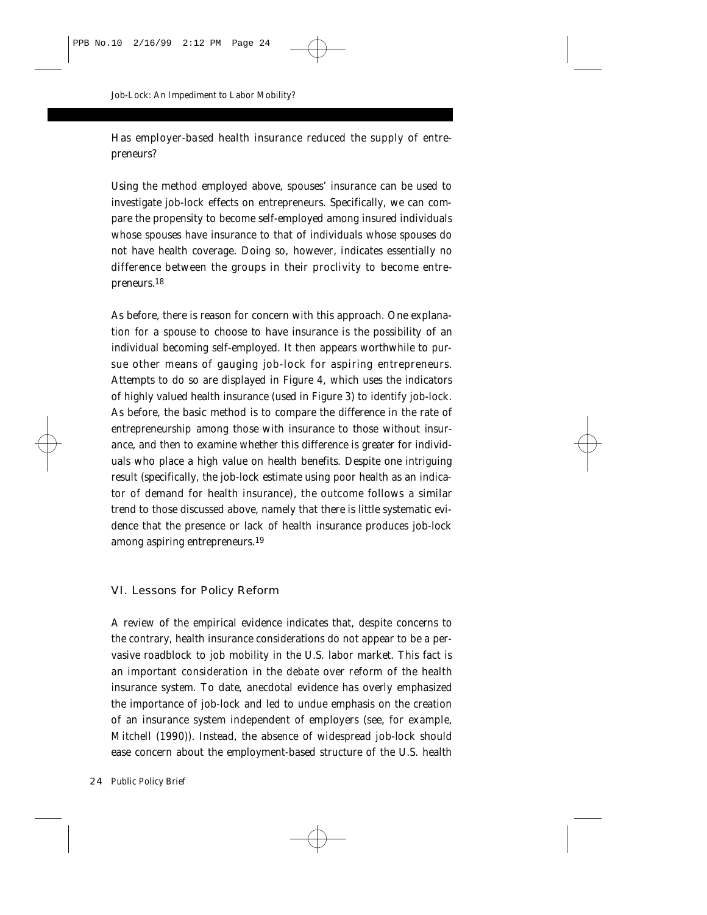*Has employer-based health insurance reduced the supply of entrepreneurs?*

Using the method employed above, spouses' insurance can be used to investigate job-lock effects on entrepreneurs. Specifically, we can compare the propensity to become self-employed among insured individuals whose spouses have insurance to that of individuals whose spouses do not have health coverage. Doing so, however, indicates essentially no difference between the groups in their proclivity to become entrepreneurs.[18]

As before, there is reason for concern with this approach. One explanation for a spouse to choose to have insurance is the possibility of an individual becoming self-employed. It then appears worthwhile to pursue other means of gauging job-lock for aspiring entrepreneurs. Attempts to do so are displayed in Figure 4, which uses the indicators of highly valued health insurance (used in Figure 3) to identify job-lock. As before, the basic method is to compare the difference in the rate of entrepreneurship among those with insurance to those without insurance, and then to examine whether this difference is greater for individuals who place a high value on health benefits. Despite one intriguing result (specifically, the job-lock estimate using poor health as an indicator of demand for health insurance), the outcome follows a similar trend to those discussed above, namely that there is little systematic evidence that the presence or lack of health insurance produces job-lock among aspiring entrepreneurs.[19]

## VI. Lessons for Policy Reform

A review of the empirical evidence indicates that, despite concerns to the contrary, health insurance considerations do not appear to be a pervasive roadblock to job mobility in the U.S. labor market. This fact is an important consideration in the debate over reform of the health insurance system. To date, anecdotal evidence has overly emphasized the importance of job-lock and led to undue emphasis on the creation of an insurance system independent of employers (see, for example, Mitchell (1990)). Instead, the absence of widespread job-lock should ease concern about the employment-based structure of the U.S. health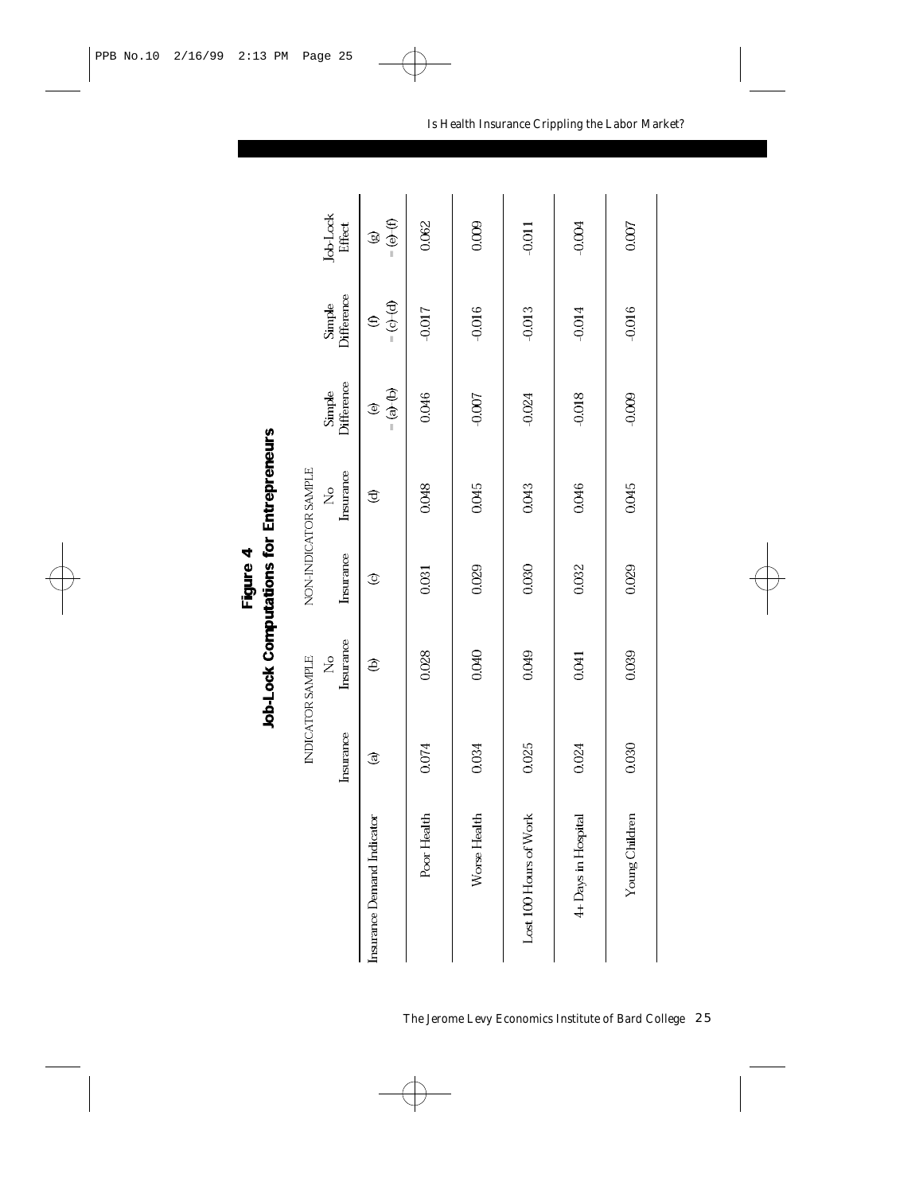# Figure 4
## Job-Lock Computations for Entrepreneurs

| | INDICATOR SAMPLE | | NON-INDICATOR SAMPLE | | | | |
|---|---|---|---|---|---|---|---|
| | Insurance | No Insurance | Insurance | No Insurance | Simple Difference | Simple Difference | Job-Lock Effect |
| Insurance Demand Indicator | (a) | (b) | (c) | (d) | (e) = (a)-(b) | (f) = (c)-(d) | (g) = (e)-(f) |
| Poor Health | 0.074 | 0.028 | 0.031 | 0.048 | 0.046 | -0.017 | 0.062 |
| Worse Health | 0.034 | 0.040 | 0.029 | 0.045 | -0.007 | -0.016 | 0.009 |
| Lost 100 Hours of Work | 0.025 | 0.049 | 0.030 | 0.043 | -0.024 | -0.013 | -0.011 |
| 4+ Days in Hospital | 0.024 | 0.041 | 0.032 | 0.046 | -0.018 | -0.014 | -0.004 |
| Young Children | 0.030 | 0.039 | 0.029 | 0.045 | -0.009 | -0.016 | 0.007 |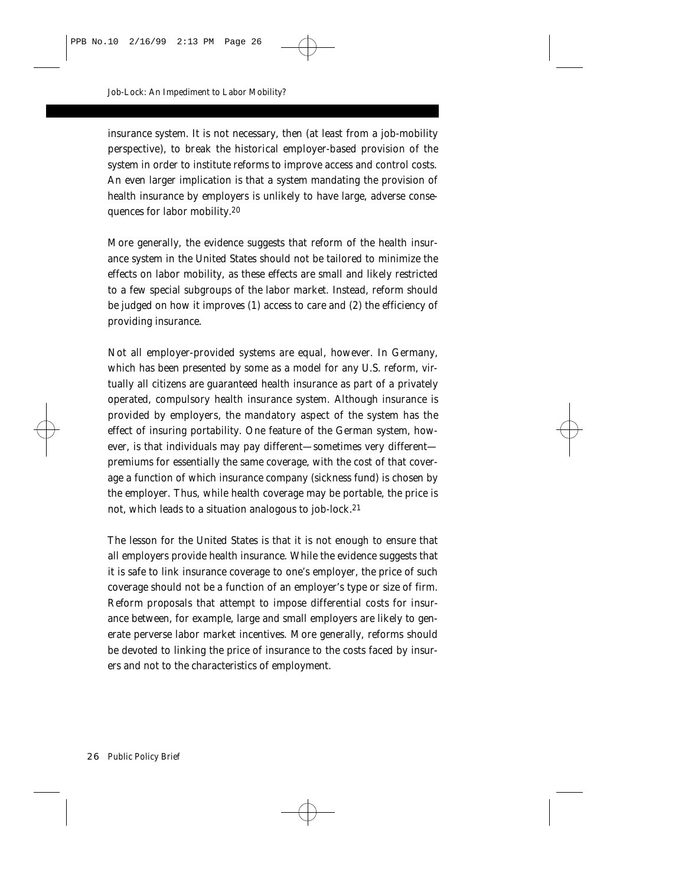insurance system. It is not necessary, then (at least from a job-mobility perspective), to break the historical employer-based provision of the system in order to institute reforms to improve access and control costs. An even larger implication is that a system mandating the provision of health insurance by employers is unlikely to have large, adverse consequences for labor mobility.[20]

More generally, the evidence suggests that reform of the health insurance system in the United States should not be tailored to minimize the effects on labor mobility, as these effects are small and likely restricted to a few special subgroups of the labor market. Instead, reform should be judged on how it improves (1) access to care and (2) the efficiency of providing insurance.

Not all employer-provided systems are equal, however. In Germany, which has been presented by some as a model for any U.S. reform, virtually all citizens are guaranteed health insurance as part of a privately operated, compulsory health insurance system. Although insurance is provided by employers, the mandatory aspect of the system has the effect of insuring portability. One feature of the German system, however, is that individuals may pay different—sometimes very different—premiums for essentially the same coverage, with the cost of that coverage a function of which insurance company (sickness fund) is chosen by the employer. Thus, while health coverage may be portable, the price is not, which leads to a situation analogous to job-lock.[21]

The lesson for the United States is that it is not enough to ensure that all employers provide health insurance. While the evidence suggests that it is safe to link insurance coverage to one's employer, the price of such coverage should not be a function of an employer's type or size of firm. Reform proposals that attempt to impose differential costs for insurance between, for example, large and small employers are likely to generate perverse labor market incentives. More generally, reforms should be devoted to linking the price of insurance to the costs faced by insurers and not to the characteristics of employment.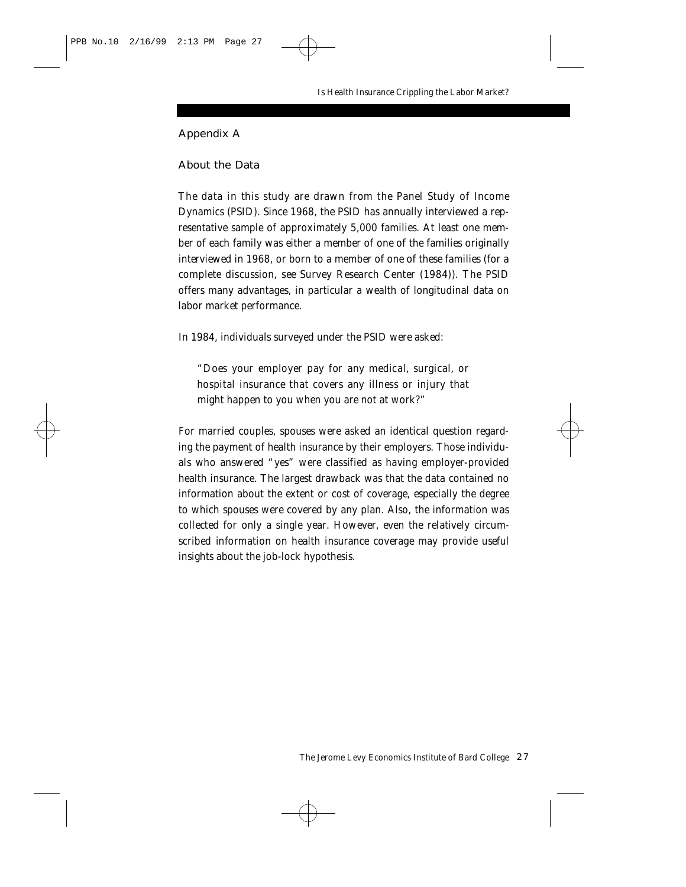## Appendix A

### About the Data

The data in this study are drawn from the Panel Study of Income Dynamics (PSID). Since 1968, the PSID has annually interviewed a representative sample of approximately 5,000 families. At least one member of each family was either a member of one of the families originally interviewed in 1968, or born to a member of one of these families (for a complete discussion, see Survey Research Center (1984)). The PSID offers many advantages, in particular a wealth of longitudinal data on labor market performance.

In 1984, individuals surveyed under the PSID were asked:

> "Does your employer pay for any medical, surgical, or hospital insurance that covers any illness or injury that might happen to you when you are not at work?"

For married couples, spouses were asked an identical question regarding the payment of health insurance by their employers. Those individuals who answered "yes" were classified as having employer-provided health insurance. The largest drawback was that the data contained no information about the extent or cost of coverage, especially the degree to which spouses were covered by any plan. Also, the information was collected for only a single year. However, even the relatively circumscribed information on health insurance coverage may provide useful insights about the job-lock hypothesis.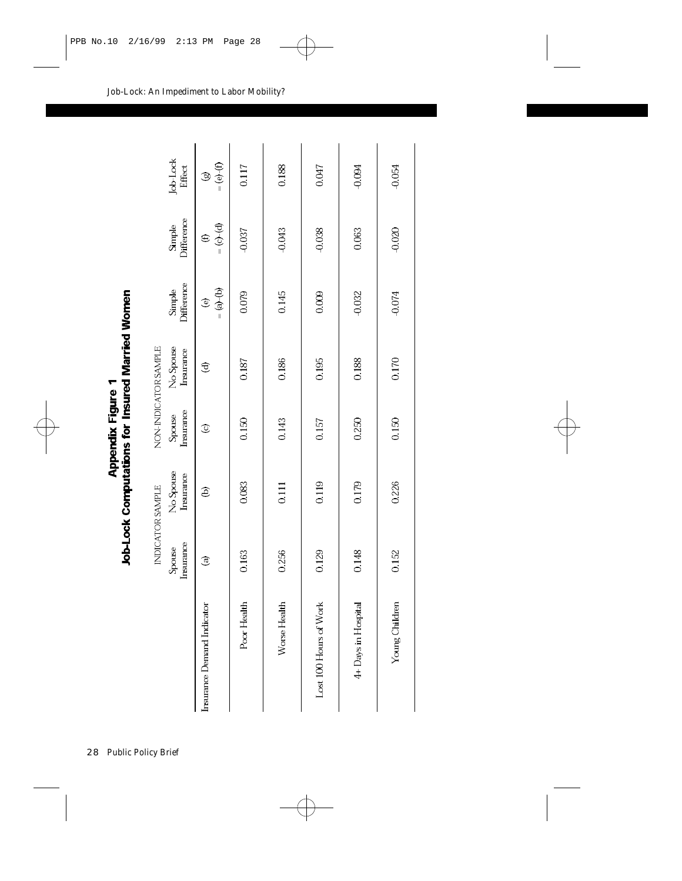## Appendix Figure 1
### Job-Lock Computations for Insured Married Women

| | INDICATOR SAMPLE | | NON-INDICATOR SAMPLE | | | | |
|---|---|---|---|---|---|---|---|
| | Spouse Insurance | No Spouse Insurance | Spouse Insurance | No Spouse Insurance | Simple Difference | Simple Difference | Job-Lock Effect |
| Insurance Demand Indicator | (a) | (b) | (c) | (d) | (e) = (a)-(b) | (f) = (c)-(d) | (g) = (e)-(f) |
| Poor Health | 0.163 | 0.083 | 0.150 | 0.187 | 0.079 | -0.037 | 0.117 |
| Worse Health | 0.256 | 0.111 | 0.143 | 0.186 | 0.145 | -0.043 | 0.188 |
| Lost 100 Hours of Work | 0.129 | 0.119 | 0.157 | 0.195 | 0.009 | -0.038 | 0.047 |
| 4+ Days in Hospital | 0.148 | 0.179 | 0.250 | 0.188 | -0.032 | 0.063 | -0.094 |
| Young Children | 0.152 | 0.226 | 0.150 | 0.170 | -0.074 | -0.020 | -0.054 |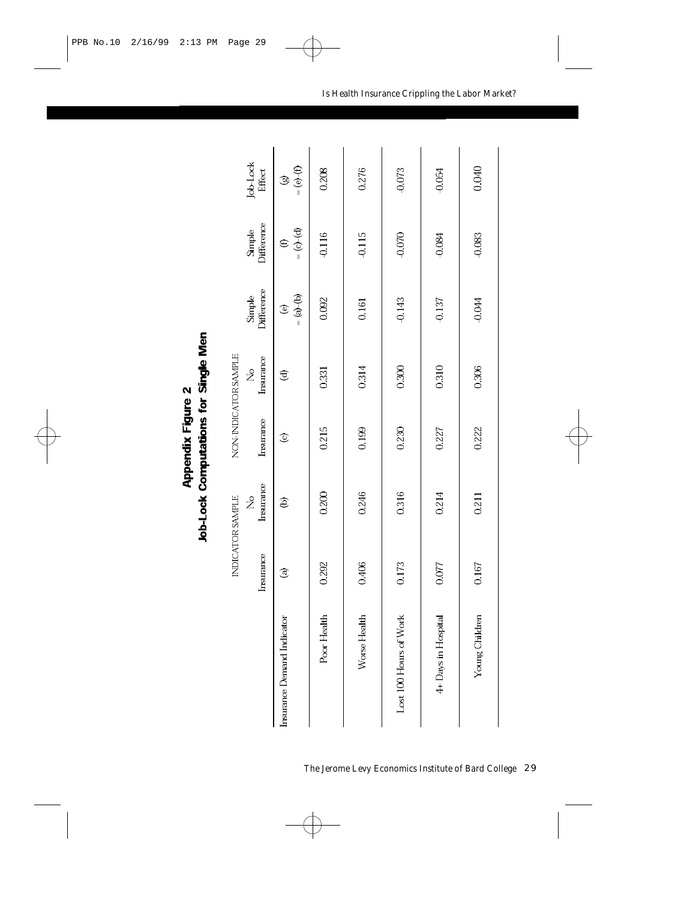## Appendix Figure 2
## Job-Lock Computations for Single Men

| Insurance Demand Indicator | INDICATOR SAMPLE Insurance | No Insurance | NON-INDICATOR SAMPLE Insurance | No Insurance | Simple Difference | Simple Difference | Job-Lock Effect |
|---|---|---|---|---|---|---|---|
| | (a) | (b) | (c) | (d) | (e) = (a)-(b) | (f) = (c)-(d) | (g) = (e)-(f) |
| Poor Health | 0.292 | 0.200 | 0.215 | 0.331 | 0.092 | -0.116 | 0.208 |
| Worse Health | 0.406 | 0.246 | 0.199 | 0.314 | 0.161 | -0.115 | 0.276 |
| Lost 100 Hours of Work | 0.173 | 0.316 | 0.230 | 0.300 | -0.143 | -0.070 | -0.073 |
| 4+ Days in Hospital | 0.077 | 0.214 | 0.227 | 0.310 | -0.137 | -0.084 | -0.054 |
| Young Children | 0.167 | 0.211 | 0.222 | 0.306 | -0.044 | -0.083 | 0.040 |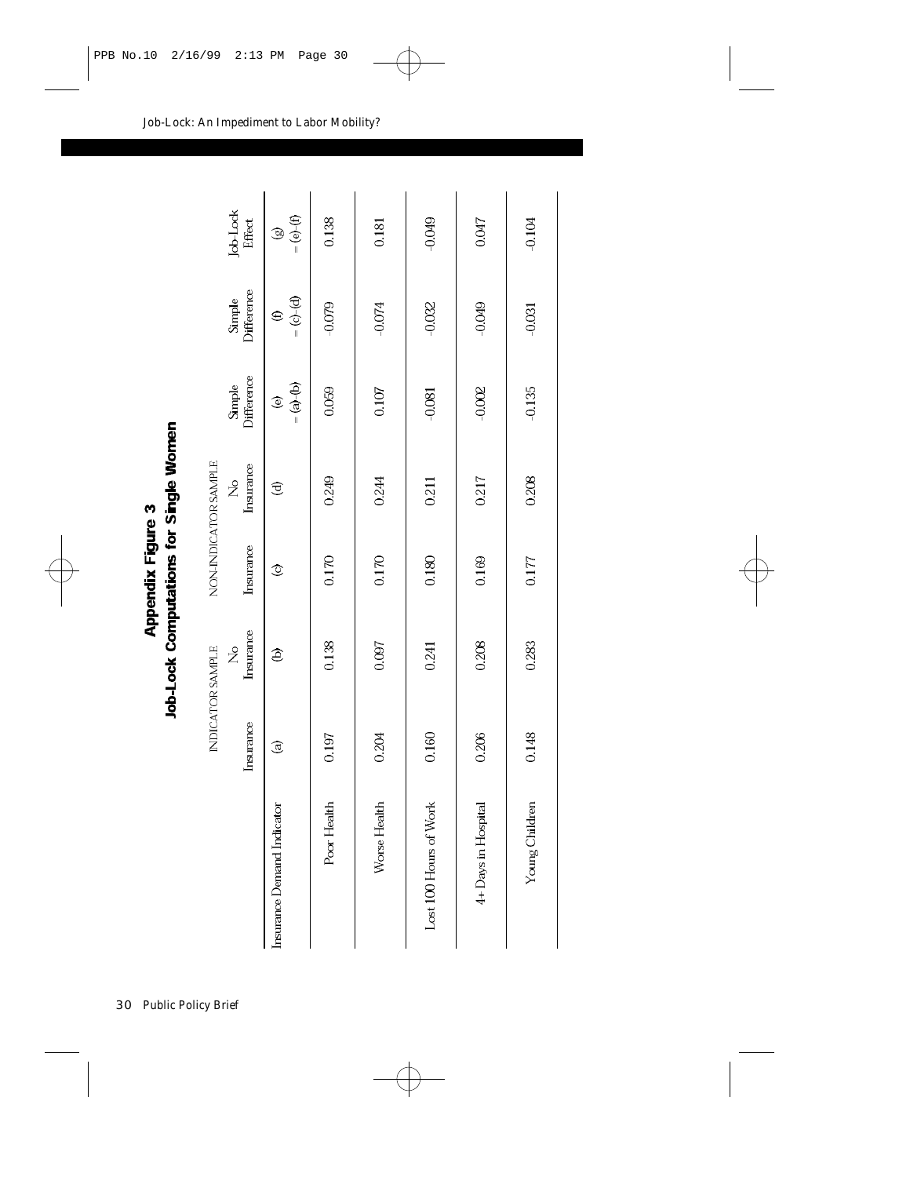## Appendix Figure 3
## Job-Lock Computations for Single Women

| | INDICATOR SAMPLE | | NON-INDICATOR SAMPLE | | | | |
|---|---|---|---|---|---|---|---|
| | Insurance | No Insurance | Insurance | No Insurance | Simple Difference | Simple Difference | Job-Lock Effect |
| Insurance Demand Indicator | (a) | (b) | (c) | (d) | (e) = (a)-(b) | (f) = (c)-(d) | (g) = (e)-(f) |
| Poor Health | 0.197 | 0.138 | 0.170 | 0.249 | 0.059 | -0.079 | 0.138 |
| Worse Health | 0.204 | 0.097 | 0.170 | 0.244 | 0.107 | -0.074 | 0.181 |
| Lost 100 Hours of Work | 0.160 | 0.241 | 0.180 | 0.211 | -0.081 | -0.032 | -0.049 |
| 4+ Days in Hospital | 0.206 | 0.208 | 0.169 | 0.217 | -0.002 | -0.049 | 0.047 |
| Young Children | 0.148 | 0.283 | 0.177 | 0.208 | -0.135 | -0.031 | -0.104 |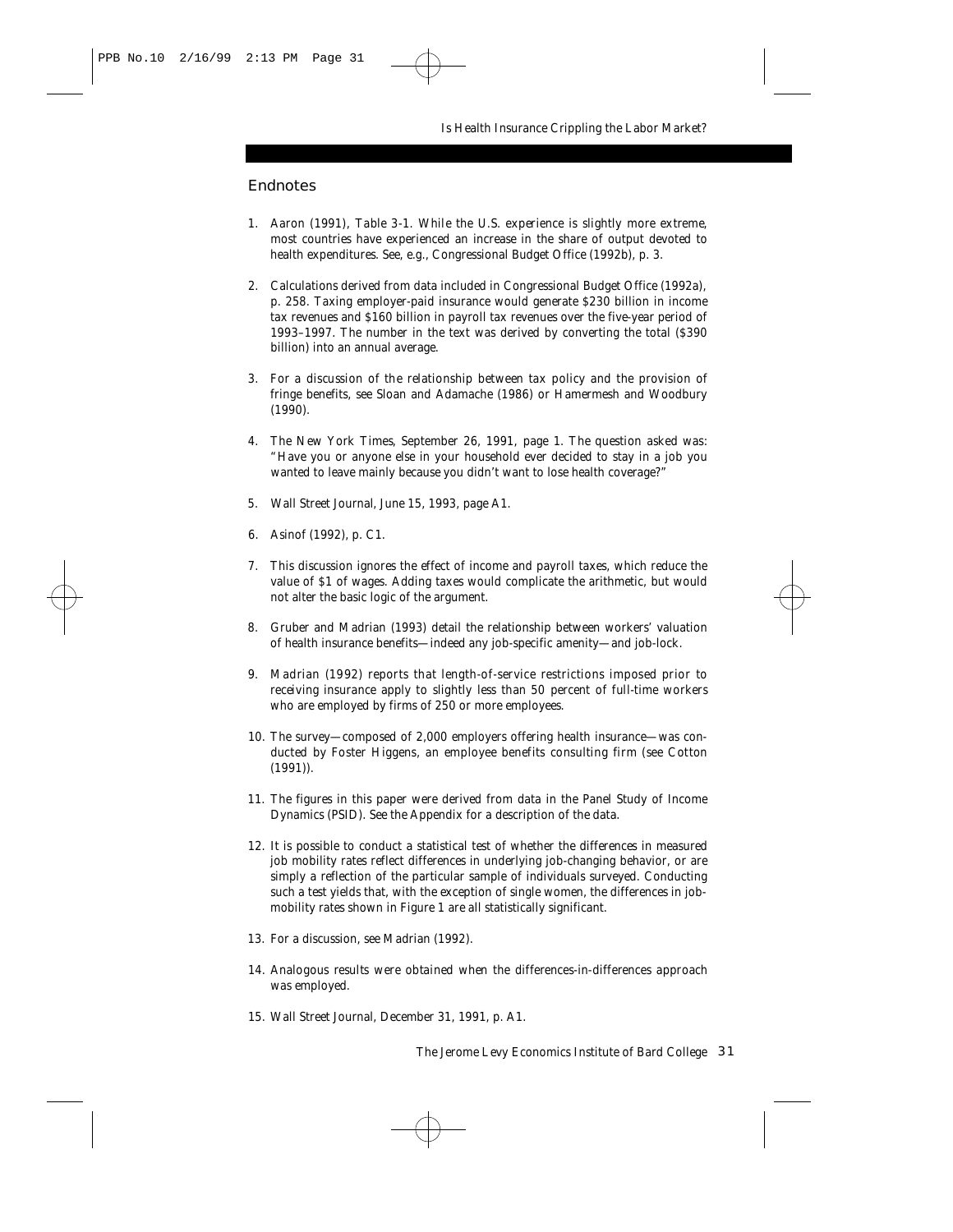## Endnotes

1. Aaron (1991), Table 3-1. While the U.S. experience is slightly more extreme, most countries have experienced an increase in the share of output devoted to health expenditures. See, e.g., Congressional Budget Office (1992b), p. 3.

2. Calculations derived from data included in Congressional Budget Office (1992a), p. 258. Taxing employer-paid insurance would generate $230 billion in income tax revenues and $160 billion in payroll tax revenues over the five-year period of 1993–1997. The number in the text was derived by converting the total ($390 billion) into an annual average.

3. For a discussion of the relationship between tax policy and the provision of fringe benefits, see Sloan and Adamache (1986) or Hamermesh and Woodbury (1990).

4. *The New York Times*, September 26, 1991, page 1. The question asked was: "Have you or anyone else in your household ever decided to stay in a job you wanted to leave mainly because you didn't want to lose health coverage?"

5. *Wall Street Journal*, June 15, 1993, page A1.

6. Asinof (1992), p. C1.

7. This discussion ignores the effect of income and payroll taxes, which reduce the value of $1 of wages. Adding taxes would complicate the arithmetic, but would not alter the basic logic of the argument.

8. Gruber and Madrian (1993) detail the relationship between workers' valuation of health insurance benefits—indeed any job-specific amenity—and job-lock.

9. Madrian (1992) reports that length-of-service restrictions imposed prior to receiving insurance apply to slightly less than 50 percent of full-time workers who are employed by firms of 250 or more employees.

10. The survey—composed of 2,000 employers offering health insurance—was conducted by Foster Higgens, an employee benefits consulting firm (see Cotton (1991)).

11. The figures in this paper were derived from data in the Panel Study of Income Dynamics (PSID). See the Appendix for a description of the data.

12. It is possible to conduct a statistical test of whether the differences in measured job mobility rates reflect differences in underlying job-changing behavior, or are simply a reflection of the particular sample of individuals surveyed. Conducting such a test yields that, with the exception of single women, the differences in job-mobility rates shown in Figure 1 are all statistically significant.

13. For a discussion, see Madrian (1992).

14. Analogous results were obtained when the differences-in-differences approach was employed.

15. *Wall Street Journal*, December 31, 1991, p. A1.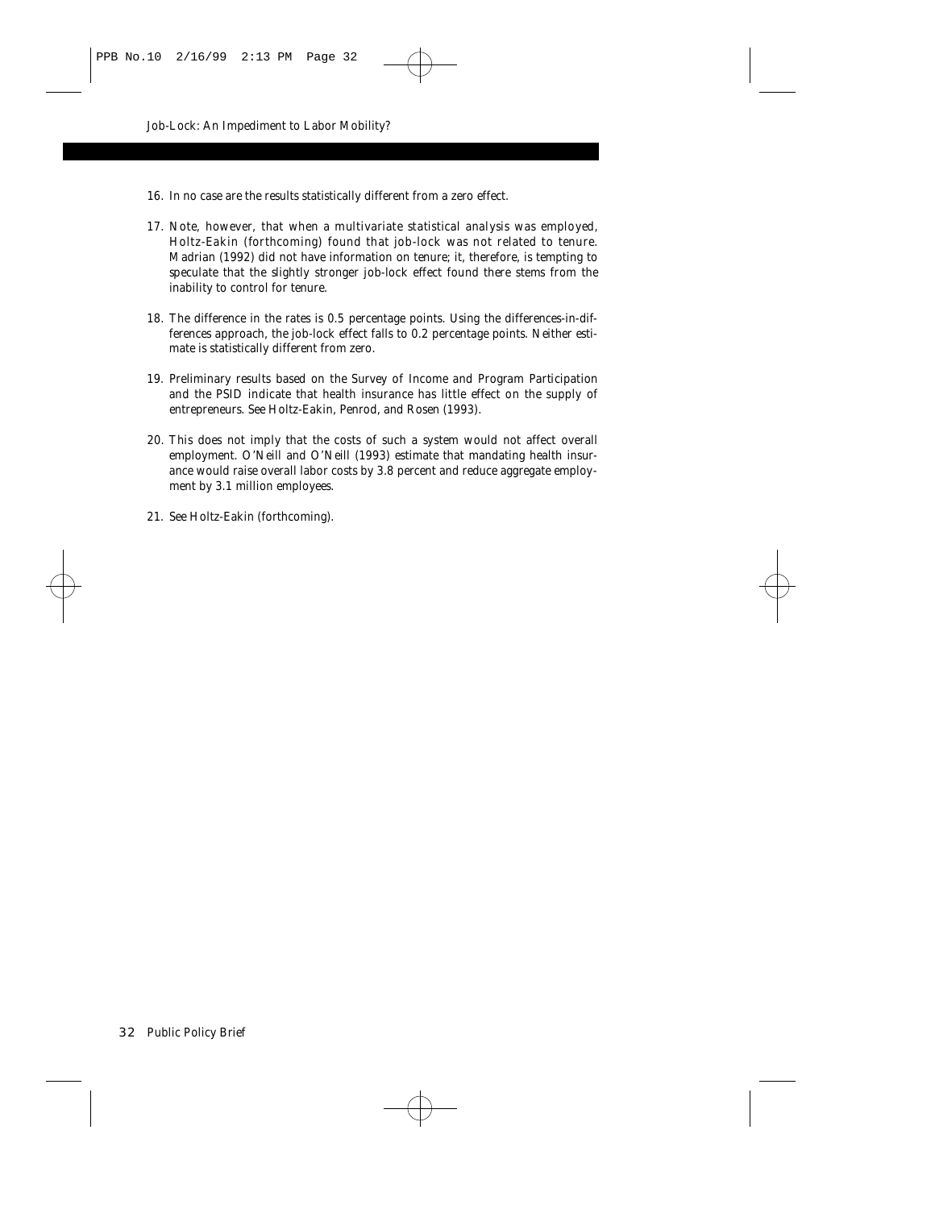16. In no case are the results statistically different from a zero effect.

17. Note, however, that when a multivariate statistical analysis was employed, Holtz-Eakin (forthcoming) found that job-lock was not related to tenure. Madrian (1992) did not have information on tenure; it, therefore, is tempting to speculate that the slightly stronger job-lock effect found there stems from the inability to control for tenure.

18. The difference in the rates is 0.5 percentage points. Using the differences-in-differences approach, the job-lock effect falls to 0.2 percentage points. Neither estimate is statistically different from zero.

19. Preliminary results based on the Survey of Income and Program Participation and the PSID indicate that health insurance has little effect on the supply of entrepreneurs. See Holtz-Eakin, Penrod, and Rosen (1993).

20. This does not imply that the costs of such a system would not affect overall employment. O'Neill and O'Neill (1993) estimate that mandating health insurance would raise overall labor costs by 3.8 percent and reduce aggregate employment by 3.1 million employees.

21. See Holtz-Eakin (forthcoming).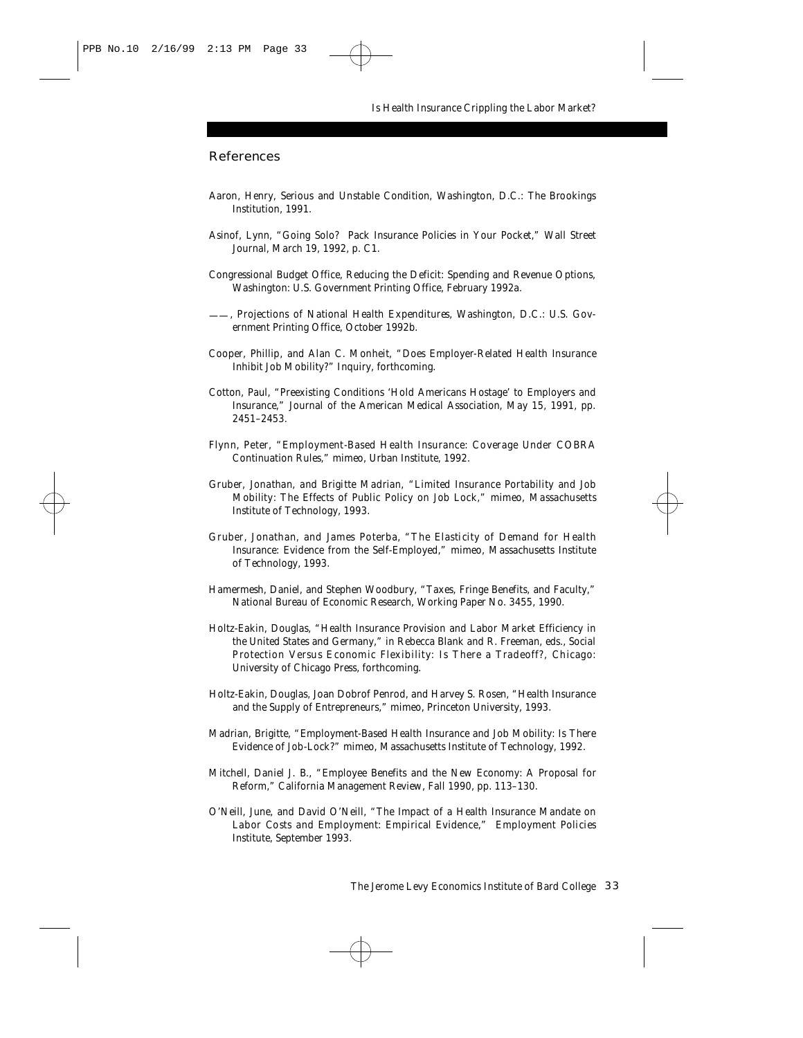## References

Aaron, Henry, *Serious and Unstable Condition*, Washington, D.C.: The Brookings Institution, 1991.

Asinof, Lynn, "Going Solo? Pack Insurance Policies in Your Pocket," *Wall Street Journal*, March 19, 1992, p. C1.

Congressional Budget Office, *Reducing the Deficit: Spending and Revenue Options*, Washington: U.S. Government Printing Office, February 1992a.

——, *Projections of National Health Expenditures*, Washington, D.C.: U.S. Government Printing Office, October 1992b.

Cooper, Phillip, and Alan C. Monheit, "Does Employer-Related Health Insurance Inhibit Job Mobility?" *Inquiry*, forthcoming.

Cotton, Paul, "Preexisting Conditions 'Hold Americans Hostage' to Employers and Insurance," *Journal of the American Medical Association*, May 15, 1991, pp. 2451–2453.

Flynn, Peter, "Employment-Based Health Insurance: Coverage Under COBRA Continuation Rules," mimeo, Urban Institute, 1992.

Gruber, Jonathan, and Brigitte Madrian, "Limited Insurance Portability and Job Mobility: The Effects of Public Policy on Job Lock," mimeo, Massachusetts Institute of Technology, 1993.

Gruber, Jonathan, and James Poterba, "The Elasticity of Demand for Health Insurance: Evidence from the Self-Employed," mimeo, Massachusetts Institute of Technology, 1993.

Hamermesh, Daniel, and Stephen Woodbury, "Taxes, Fringe Benefits, and Faculty," National Bureau of Economic Research, Working Paper No. 3455, 1990.

Holtz-Eakin, Douglas, "Health Insurance Provision and Labor Market Efficiency in the United States and Germany," in Rebecca Blank and R. Freeman, eds., *Social Protection Versus Economic Flexibility: Is There a Tradeoff?*, Chicago: University of Chicago Press, forthcoming.

Holtz-Eakin, Douglas, Joan Dobrof Penrod, and Harvey S. Rosen, "Health Insurance and the Supply of Entrepreneurs," mimeo, Princeton University, 1993.

Madrian, Brigitte, "Employment-Based Health Insurance and Job Mobility: Is There Evidence of Job-Lock?" mimeo, Massachusetts Institute of Technology, 1992.

Mitchell, Daniel J. B., "Employee Benefits and the New Economy: A Proposal for Reform," *California Management Review*, Fall 1990, pp. 113–130.

O'Neill, June, and David O'Neill, "The Impact of a Health Insurance Mandate on Labor Costs and Employment: Empirical Evidence," Employment Policies Institute, September 1993.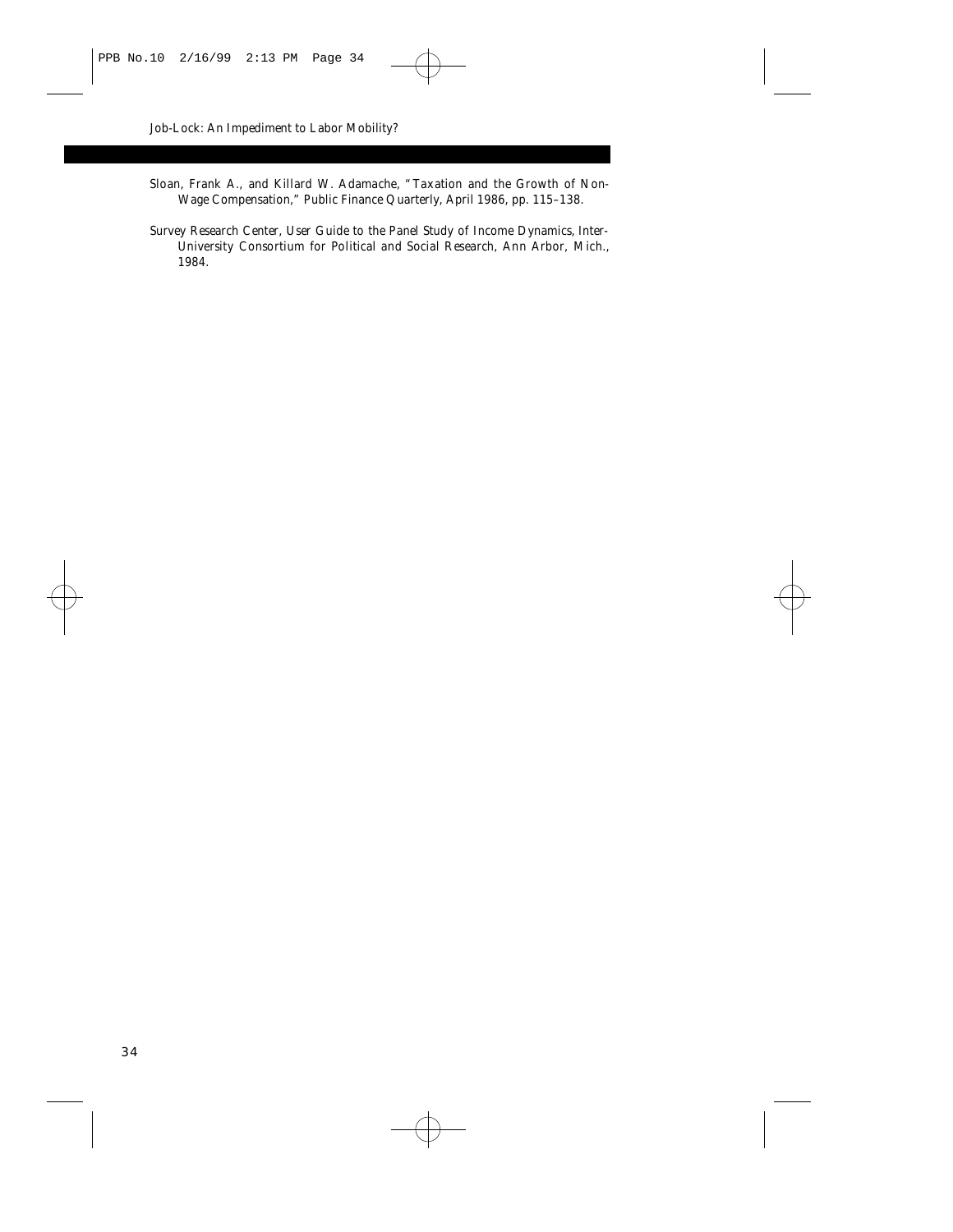Sloan, Frank A., and Killard W. Adamache, "Taxation and the Growth of Non-Wage Compensation," *Public Finance Quarterly*, April 1986, pp. 115–138.

Survey Research Center, *User Guide to the Panel Study of Income Dynamics*, Inter-University Consortium for Political and Social Research, Ann Arbor, Mich., 1984.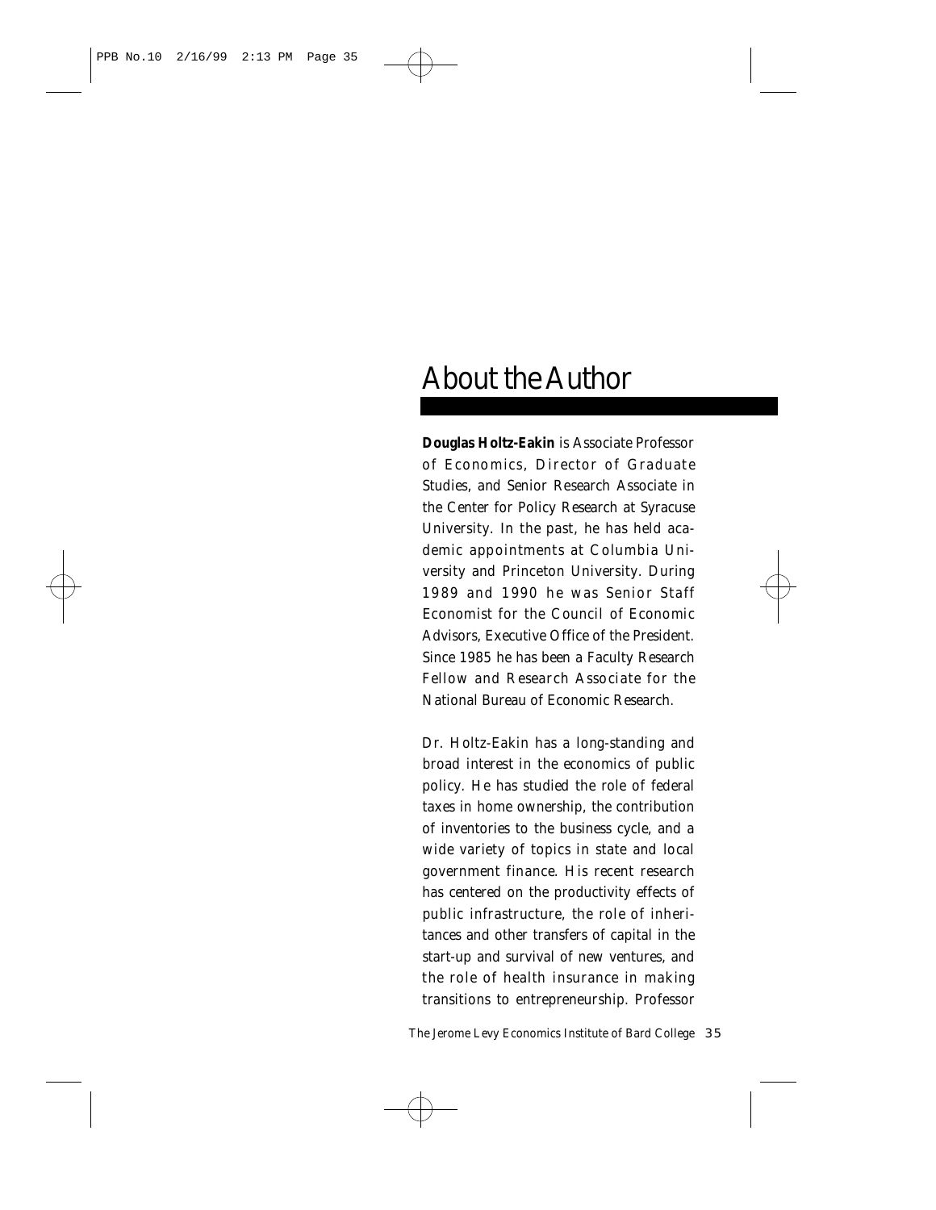# About the Author

**Douglas Holtz-Eakin** is Associate Professor of Economics, Director of Graduate Studies, and Senior Research Associate in the Center for Policy Research at Syracuse University. In the past, he has held academic appointments at Columbia University and Princeton University. During 1989 and 1990 he was Senior Staff Economist for the Council of Economic Advisors, Executive Office of the President. Since 1985 he has been a Faculty Research Fellow and Research Associate for the National Bureau of Economic Research.

Dr. Holtz-Eakin has a long-standing and broad interest in the economics of public policy. He has studied the role of federal taxes in home ownership, the contribution of inventories to the business cycle, and a wide variety of topics in state and local government finance. His recent research has centered on the productivity effects of public infrastructure, the role of inheritances and other transfers of capital in the start-up and survival of new ventures, and the role of health insurance in making transitions to entrepreneurship. Professor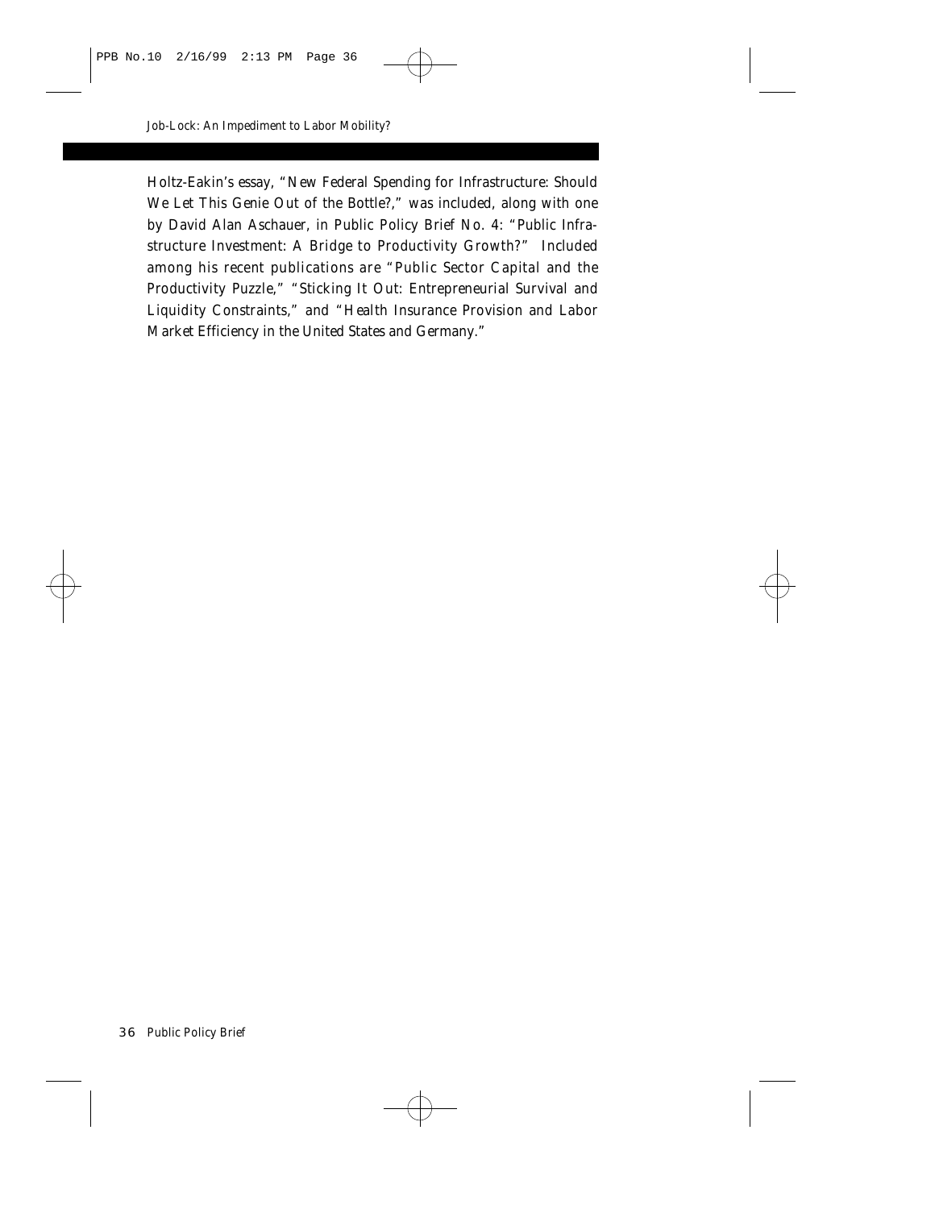Holtz-Eakin's essay, "New Federal Spending for Infrastructure: Should We Let This Genie Out of the Bottle?," was included, along with one by David Alan Aschauer, in Public Policy Brief No. 4: "Public Infrastructure Investment: A Bridge to Productivity Growth?" Included among his recent publications are "Public Sector Capital and the Productivity Puzzle," "Sticking It Out: Entrepreneurial Survival and Liquidity Constraints," and "Health Insurance Provision and Labor Market Efficiency in the United States and Germany."